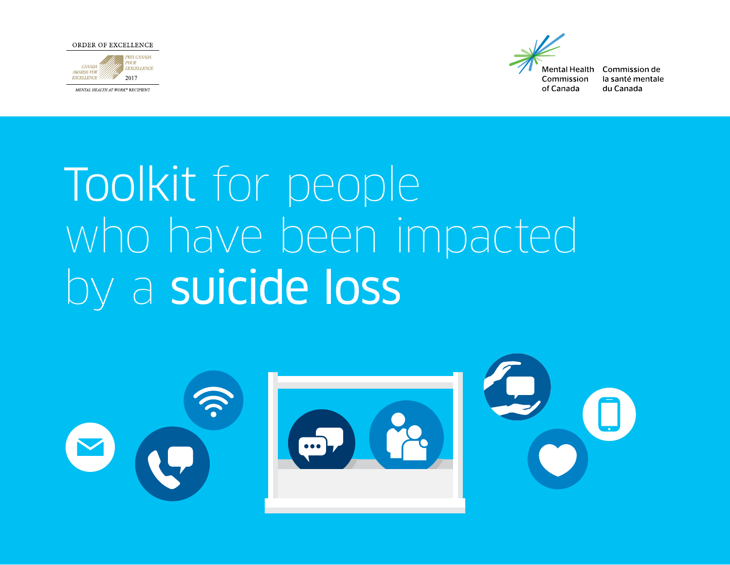ORDER OF EXCELLENCE

CANADA AWARDS FOR EXCELLENCE
PRIX CANADA POUR L'EXCELLENCE
2017

MENTAL HEALTH AT WORK® RECIPIENT

Mental Health Commission of Canada
Commission de la santé mentale du Canada

# Toolkit for people who have been impacted by a suicide loss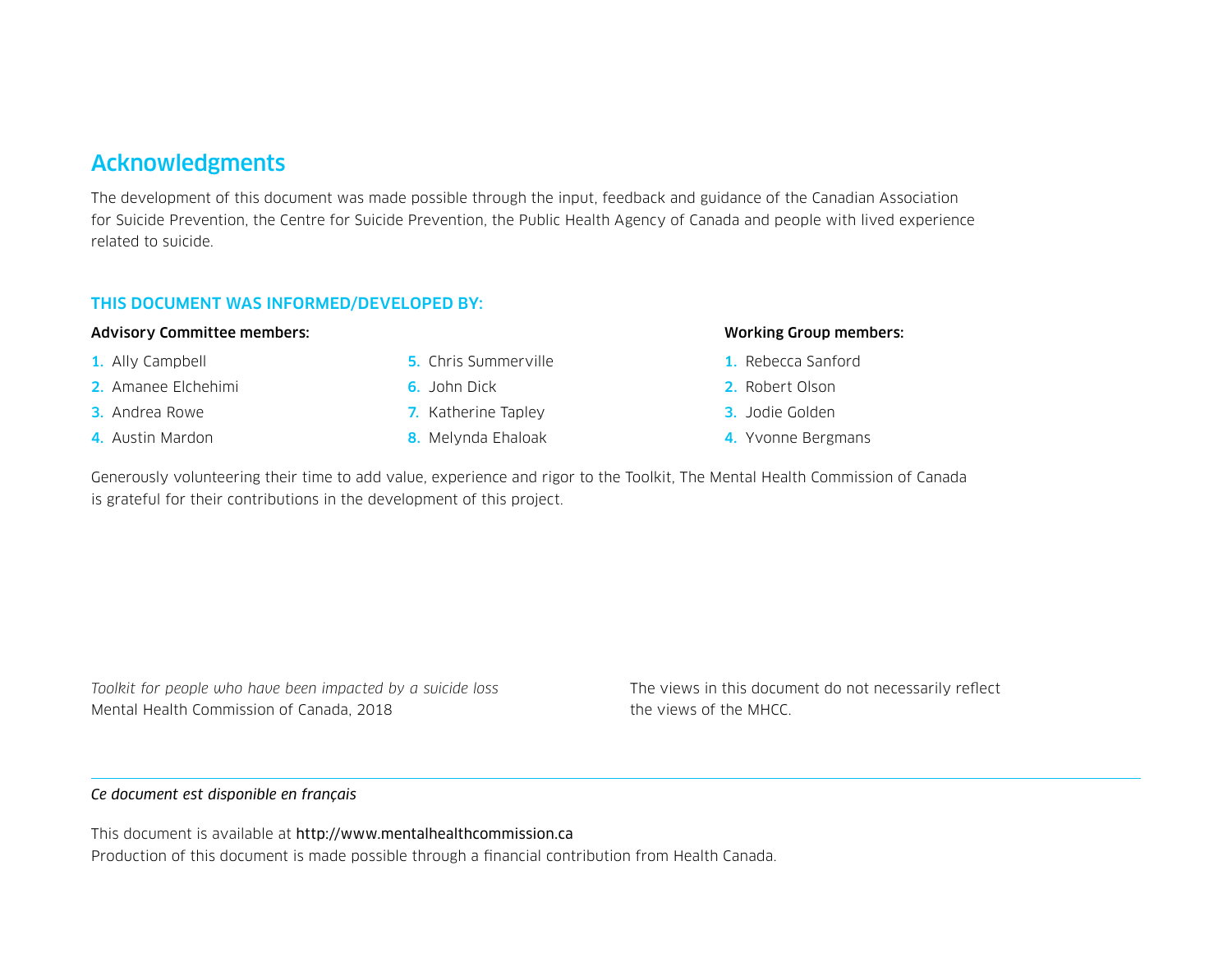## Acknowledgments

The development of this document was made possible through the input, feedback and guidance of the Canadian Association for Suicide Prevention, the Centre for Suicide Prevention, the Public Health Agency of Canada and people with lived experience related to suicide.

### THIS DOCUMENT WAS INFORMED/DEVELOPED BY:

**Advisory Committee members:**

1. Ally Campbell
2. Amanee Elchehimi
3. Andrea Rowe
4. Austin Mardon
5. Chris Summerville
6. John Dick
7. Katherine Tapley
8. Melynda Ehaloak

**Working Group members:**

1. Rebecca Sanford
2. Robert Olson
3. Jodie Golden
4. Yvonne Bergmans

Generously volunteering their time to add value, experience and rigor to the Toolkit, The Mental Health Commission of Canada is grateful for their contributions in the development of this project.

*Toolkit for people who have been impacted by a suicide loss*
Mental Health Commission of Canada, 2018

The views in this document do not necessarily reflect the views of the MHCC.

---

*Ce document est disponible en français*

This document is available at http://www.mentalhealthcommission.ca
Production of this document is made possible through a financial contribution from Health Canada.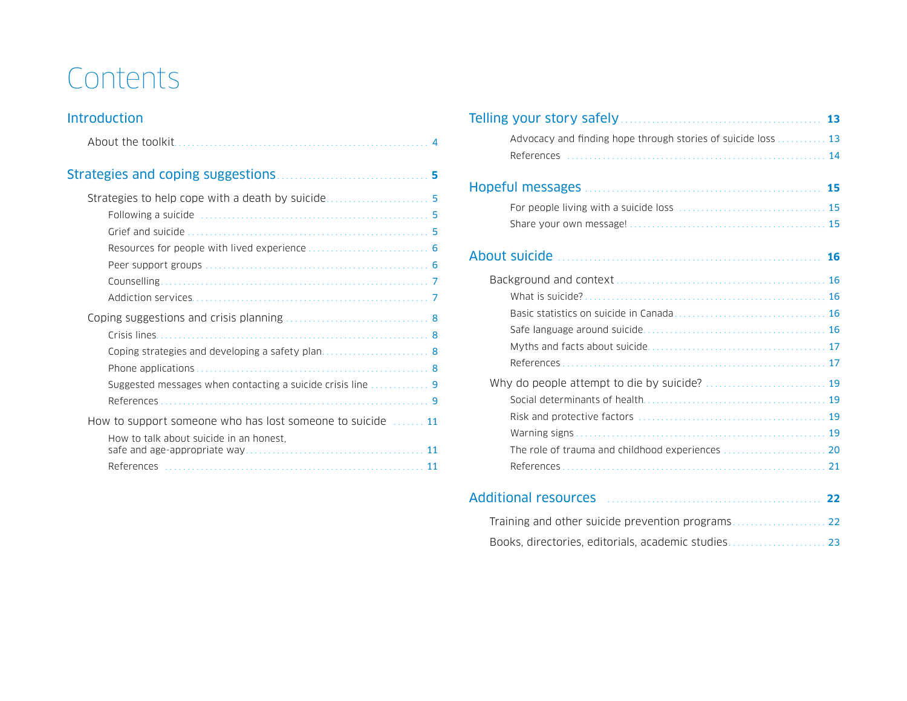# Contents

## Introduction

- About the toolkit ... 4

## Strategies and coping suggestions ... 5

- Strategies to help cope with a death by suicide ... 5
  - Following a suicide ... 5
  - Grief and suicide ... 5
  - Resources for people with lived experience ... 6
  - Peer support groups ... 6
  - Counselling ... 7
  - Addiction services ... 7
- Coping suggestions and crisis planning ... 8
  - Crisis lines ... 8
  - Coping strategies and developing a safety plan ... 8
  - Phone applications ... 8
  - Suggested messages when contacting a suicide crisis line ... 9
  - References ... 9
- How to support someone who has lost someone to suicide ... 11
  - How to talk about suicide in an honest, safe and age-appropriate way ... 11
  - References ... 11

## Telling your story safely ... 13

- Advocacy and finding hope through stories of suicide loss ... 13
- References ... 14

## Hopeful messages ... 15

- For people living with a suicide loss ... 15
- Share your own message! ... 15

## About suicide ... 16

- Background and context ... 16
  - What is suicide? ... 16
  - Basic statistics on suicide in Canada ... 16
  - Safe language around suicide ... 16
  - Myths and facts about suicide ... 17
  - References ... 17
- Why do people attempt to die by suicide? ... 19
  - Social determinants of health ... 19
  - Risk and protective factors ... 19
  - Warning signs ... 19
  - The role of trauma and childhood experiences ... 20
  - References ... 21

## Additional resources ... 22

- Training and other suicide prevention programs ... 22
- Books, directories, editorials, academic studies ... 23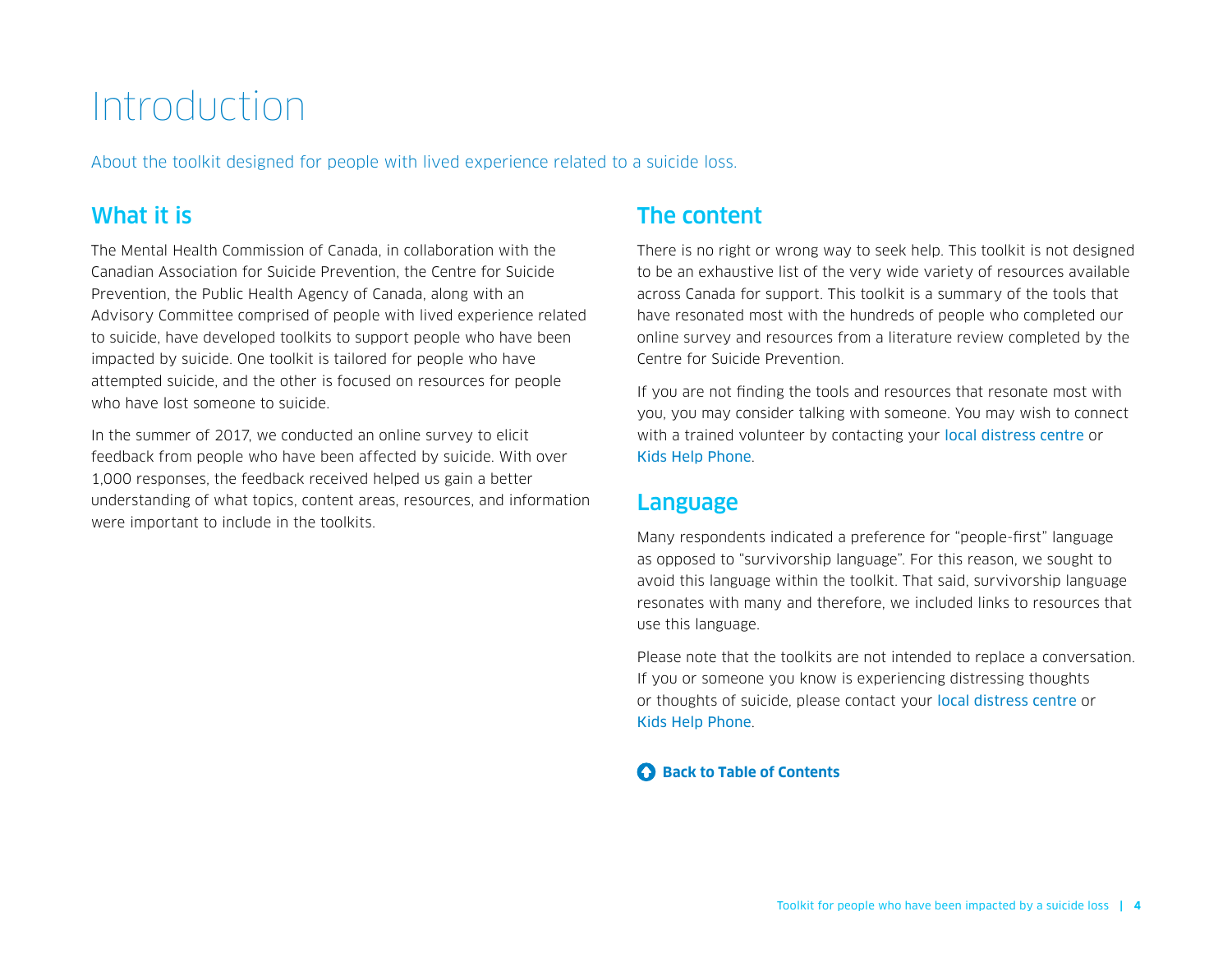# Introduction

About the toolkit designed for people with lived experience related to a suicide loss.

## What it is

The Mental Health Commission of Canada, in collaboration with the Canadian Association for Suicide Prevention, the Centre for Suicide Prevention, the Public Health Agency of Canada, along with an Advisory Committee comprised of people with lived experience related to suicide, have developed toolkits to support people who have been impacted by suicide. One toolkit is tailored for people who have attempted suicide, and the other is focused on resources for people who have lost someone to suicide.

In the summer of 2017, we conducted an online survey to elicit feedback from people who have been affected by suicide. With over 1,000 responses, the feedback received helped us gain a better understanding of what topics, content areas, resources, and information were important to include in the toolkits.

## The content

There is no right or wrong way to seek help. This toolkit is not designed to be an exhaustive list of the very wide variety of resources available across Canada for support. This toolkit is a summary of the tools that have resonated most with the hundreds of people who completed our online survey and resources from a literature review completed by the Centre for Suicide Prevention.

If you are not finding the tools and resources that resonate most with you, you may consider talking with someone. You may wish to connect with a trained volunteer by contacting your local distress centre or Kids Help Phone.

## Language

Many respondents indicated a preference for "people-first" language as opposed to "survivorship language". For this reason, we sought to avoid this language within the toolkit. That said, survivorship language resonates with many and therefore, we included links to resources that use this language.

Please note that the toolkits are not intended to replace a conversation. If you or someone you know is experiencing distressing thoughts or thoughts of suicide, please contact your local distress centre or Kids Help Phone.

**Back to Table of Contents**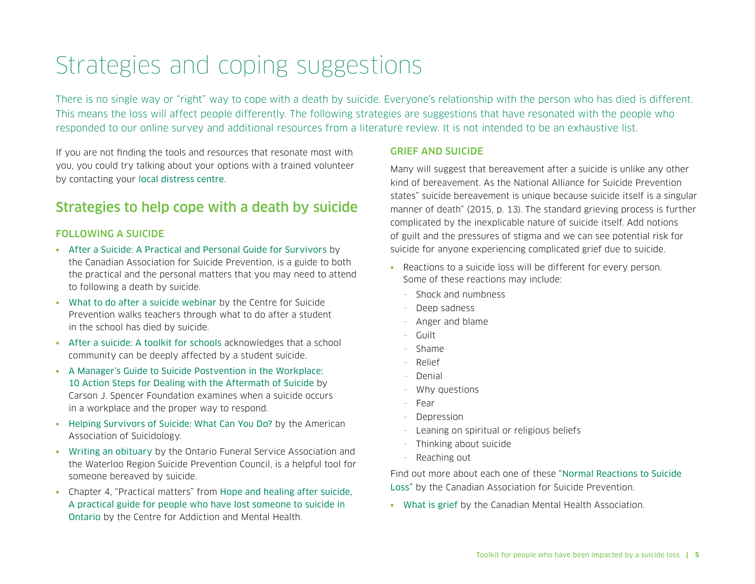# Strategies and coping suggestions

There is no single way or "right" way to cope with a death by suicide. Everyone's relationship with the person who has died is different. This means the loss will affect people differently. The following strategies are suggestions that have resonated with the people who responded to our online survey and additional resources from a literature review. It is not intended to be an exhaustive list.

If you are not finding the tools and resources that resonate most with you, you could try talking about your options with a trained volunteer by contacting your local distress centre.

## Strategies to help cope with a death by suicide

### FOLLOWING A SUICIDE

- After a Suicide: A Practical and Personal Guide for Survivors by the Canadian Association for Suicide Prevention, is a guide to both the practical and the personal matters that you may need to attend to following a death by suicide.
- What to do after a suicide webinar by the Centre for Suicide Prevention walks teachers through what to do after a student in the school has died by suicide.
- After a suicide: A toolkit for schools acknowledges that a school community can be deeply affected by a student suicide.
- A Manager's Guide to Suicide Postvention in the Workplace: 10 Action Steps for Dealing with the Aftermath of Suicide by Carson J. Spencer Foundation examines when a suicide occurs in a workplace and the proper way to respond.
- Helping Survivors of Suicide: What Can You Do? by the American Association of Suicidology.
- Writing an obituary by the Ontario Funeral Service Association and the Waterloo Region Suicide Prevention Council, is a helpful tool for someone bereaved by suicide.
- Chapter 4, "Practical matters" from Hope and healing after suicide, A practical guide for people who have lost someone to suicide in Ontario by the Centre for Addiction and Mental Health.

### GRIEF AND SUICIDE

Many will suggest that bereavement after a suicide is unlike any other kind of bereavement. As the National Alliance for Suicide Prevention states" suicide bereavement is unique because suicide itself is a singular manner of death" (2015, p. 13). The standard grieving process is further complicated by the inexplicable nature of suicide itself. Add notions of guilt and the pressures of stigma and we can see potential risk for suicide for anyone experiencing complicated grief due to suicide.

- Reactions to a suicide loss will be different for every person. Some of these reactions may include:
  - Shock and numbness
  - Deep sadness
  - Anger and blame
  - Guilt
  - Shame
  - Relief
  - Denial
  - Why questions
  - Fear
  - Depression
  - Leaning on spiritual or religious beliefs
  - Thinking about suicide
  - Reaching out

Find out more about each one of these "Normal Reactions to Suicide Loss" by the Canadian Association for Suicide Prevention.

- What is grief by the Canadian Mental Health Association.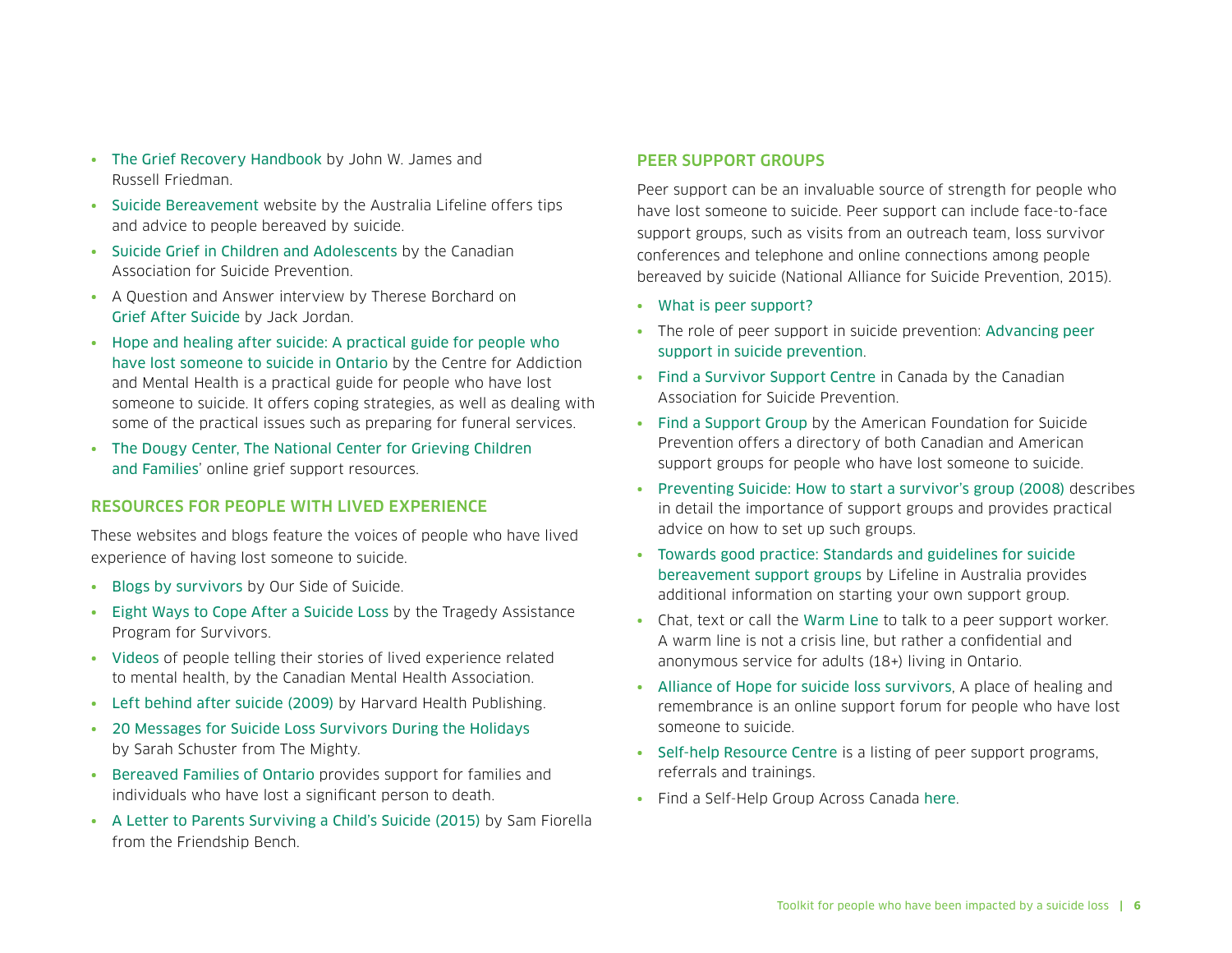- The Grief Recovery Handbook by John W. James and Russell Friedman.
- Suicide Bereavement website by the Australia Lifeline offers tips and advice to people bereaved by suicide.
- Suicide Grief in Children and Adolescents by the Canadian Association for Suicide Prevention.
- A Question and Answer interview by Therese Borchard on Grief After Suicide by Jack Jordan.
- Hope and healing after suicide: A practical guide for people who have lost someone to suicide in Ontario by the Centre for Addiction and Mental Health is a practical guide for people who have lost someone to suicide. It offers coping strategies, as well as dealing with some of the practical issues such as preparing for funeral services.
- The Dougy Center, The National Center for Grieving Children and Families' online grief support resources.

## RESOURCES FOR PEOPLE WITH LIVED EXPERIENCE

These websites and blogs feature the voices of people who have lived experience of having lost someone to suicide.

- Blogs by survivors by Our Side of Suicide.
- Eight Ways to Cope After a Suicide Loss by the Tragedy Assistance Program for Survivors.
- Videos of people telling their stories of lived experience related to mental health, by the Canadian Mental Health Association.
- Left behind after suicide (2009) by Harvard Health Publishing.
- 20 Messages for Suicide Loss Survivors During the Holidays by Sarah Schuster from The Mighty.
- Bereaved Families of Ontario provides support for families and individuals who have lost a significant person to death.
- A Letter to Parents Surviving a Child's Suicide (2015) by Sam Fiorella from the Friendship Bench.

## PEER SUPPORT GROUPS

Peer support can be an invaluable source of strength for people who have lost someone to suicide. Peer support can include face-to-face support groups, such as visits from an outreach team, loss survivor conferences and telephone and online connections among people bereaved by suicide (National Alliance for Suicide Prevention, 2015).

- What is peer support?
- The role of peer support in suicide prevention: Advancing peer support in suicide prevention.
- Find a Survivor Support Centre in Canada by the Canadian Association for Suicide Prevention.
- Find a Support Group by the American Foundation for Suicide Prevention offers a directory of both Canadian and American support groups for people who have lost someone to suicide.
- Preventing Suicide: How to start a survivor's group (2008) describes in detail the importance of support groups and provides practical advice on how to set up such groups.
- Towards good practice: Standards and guidelines for suicide bereavement support groups by Lifeline in Australia provides additional information on starting your own support group.
- Chat, text or call the Warm Line to talk to a peer support worker. A warm line is not a crisis line, but rather a confidential and anonymous service for adults (18+) living in Ontario.
- Alliance of Hope for suicide loss survivors, A place of healing and remembrance is an online support forum for people who have lost someone to suicide.
- Self-help Resource Centre is a listing of peer support programs, referrals and trainings.
- Find a Self-Help Group Across Canada here.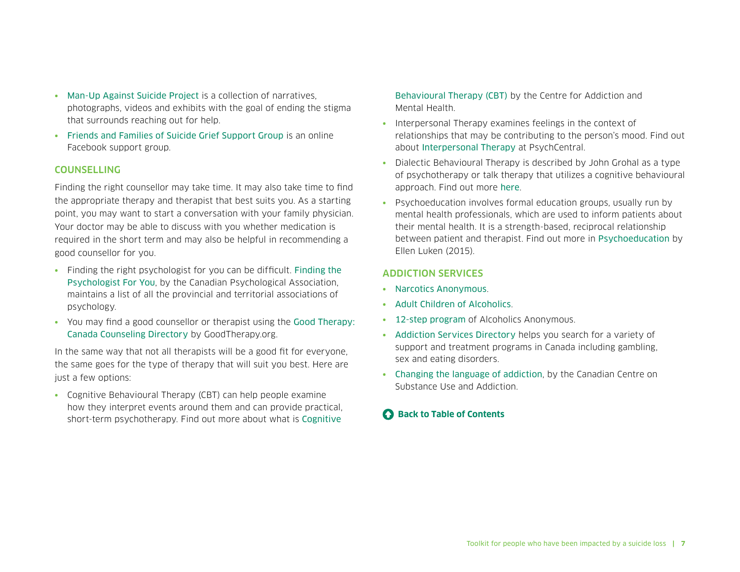- Man-Up Against Suicide Project is a collection of narratives, photographs, videos and exhibits with the goal of ending the stigma that surrounds reaching out for help.
- Friends and Families of Suicide Grief Support Group is an online Facebook support group.

## COUNSELLING

Finding the right counsellor may take time. It may also take time to find the appropriate therapy and therapist that best suits you. As a starting point, you may want to start a conversation with your family physician. Your doctor may be able to discuss with you whether medication is required in the short term and may also be helpful in recommending a good counsellor for you.

- Finding the right psychologist for you can be difficult. Finding the Psychologist For You, by the Canadian Psychological Association, maintains a list of all the provincial and territorial associations of psychology.
- You may find a good counsellor or therapist using the Good Therapy: Canada Counseling Directory by GoodTherapy.org.

In the same way that not all therapists will be a good fit for everyone, the same goes for the type of therapy that will suit you best. Here are just a few options:

- Cognitive Behavioural Therapy (CBT) can help people examine how they interpret events around them and can provide practical, short-term psychotherapy. Find out more about what is Cognitive Behavioural Therapy (CBT) by the Centre for Addiction and Mental Health.
- Interpersonal Therapy examines feelings in the context of relationships that may be contributing to the person's mood. Find out about Interpersonal Therapy at PsychCentral.
- Dialectic Behavioural Therapy is described by John Grohal as a type of psychotherapy or talk therapy that utilizes a cognitive behavioural approach. Find out more here.
- Psychoeducation involves formal education groups, usually run by mental health professionals, which are used to inform patients about their mental health. It is a strength-based, reciprocal relationship between patient and therapist. Find out more in Psychoeducation by Ellen Luken (2015).

## ADDICTION SERVICES

- Narcotics Anonymous.
- Adult Children of Alcoholics.
- 12-step program of Alcoholics Anonymous.
- Addiction Services Directory helps you search for a variety of support and treatment programs in Canada including gambling, sex and eating disorders.
- Changing the language of addiction, by the Canadian Centre on Substance Use and Addiction.

**Back to Table of Contents**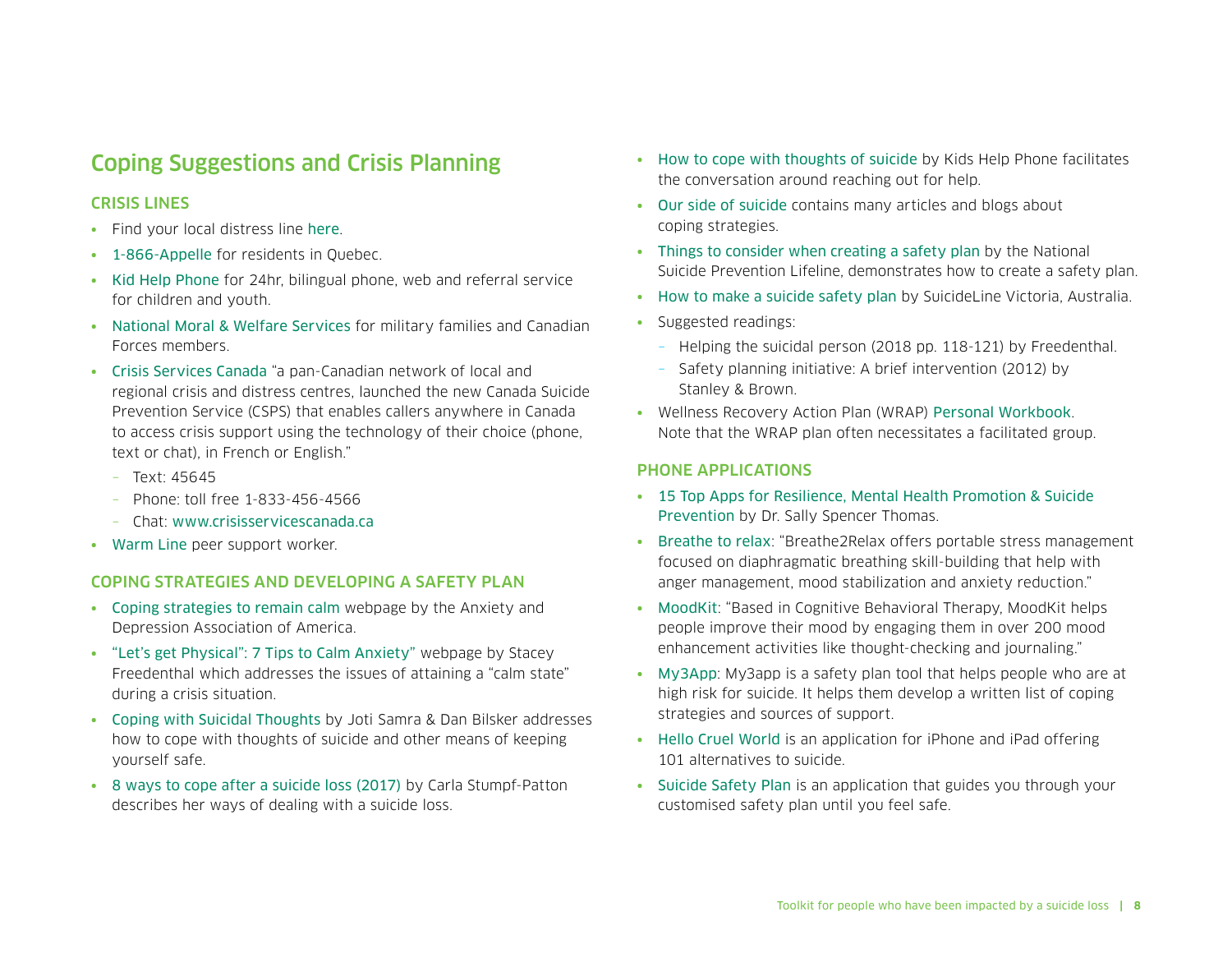## Coping Suggestions and Crisis Planning

### CRISIS LINES

- Find your local distress line here.
- 1-866-Appelle for residents in Quebec.
- Kid Help Phone for 24hr, bilingual phone, web and referral service for children and youth.
- National Moral & Welfare Services for military families and Canadian Forces members.
- Crisis Services Canada "a pan-Canadian network of local and regional crisis and distress centres, launched the new Canada Suicide Prevention Service (CSPS) that enables callers anywhere in Canada to access crisis support using the technology of their choice (phone, text or chat), in French or English."
  - Text: 45645
  - Phone: toll free 1-833-456-4566
  - Chat: www.crisisservicescanada.ca
- Warm Line peer support worker.

### COPING STRATEGIES AND DEVELOPING A SAFETY PLAN

- Coping strategies to remain calm webpage by the Anxiety and Depression Association of America.
- "Let's get Physical": 7 Tips to Calm Anxiety" webpage by Stacey Freedenthal which addresses the issues of attaining a "calm state" during a crisis situation.
- Coping with Suicidal Thoughts by Joti Samra & Dan Bilsker addresses how to cope with thoughts of suicide and other means of keeping yourself safe.
- 8 ways to cope after a suicide loss (2017) by Carla Stumpf-Patton describes her ways of dealing with a suicide loss.
- How to cope with thoughts of suicide by Kids Help Phone facilitates the conversation around reaching out for help.
- Our side of suicide contains many articles and blogs about coping strategies.
- Things to consider when creating a safety plan by the National Suicide Prevention Lifeline, demonstrates how to create a safety plan.
- How to make a suicide safety plan by SuicideLine Victoria, Australia.
- Suggested readings:
  - Helping the suicidal person (2018 pp. 118-121) by Freedenthal.
  - Safety planning initiative: A brief intervention (2012) by Stanley & Brown.
- Wellness Recovery Action Plan (WRAP) Personal Workbook. Note that the WRAP plan often necessitates a facilitated group.

### PHONE APPLICATIONS

- 15 Top Apps for Resilience, Mental Health Promotion & Suicide Prevention by Dr. Sally Spencer Thomas.
- Breathe to relax: "Breathe2Relax offers portable stress management focused on diaphragmatic breathing skill-building that help with anger management, mood stabilization and anxiety reduction."
- MoodKit: "Based in Cognitive Behavioral Therapy, MoodKit helps people improve their mood by engaging them in over 200 mood enhancement activities like thought-checking and journaling."
- My3App: My3app is a safety plan tool that helps people who are at high risk for suicide. It helps them develop a written list of coping strategies and sources of support.
- Hello Cruel World is an application for iPhone and iPad offering 101 alternatives to suicide.
- Suicide Safety Plan is an application that guides you through your customised safety plan until you feel safe.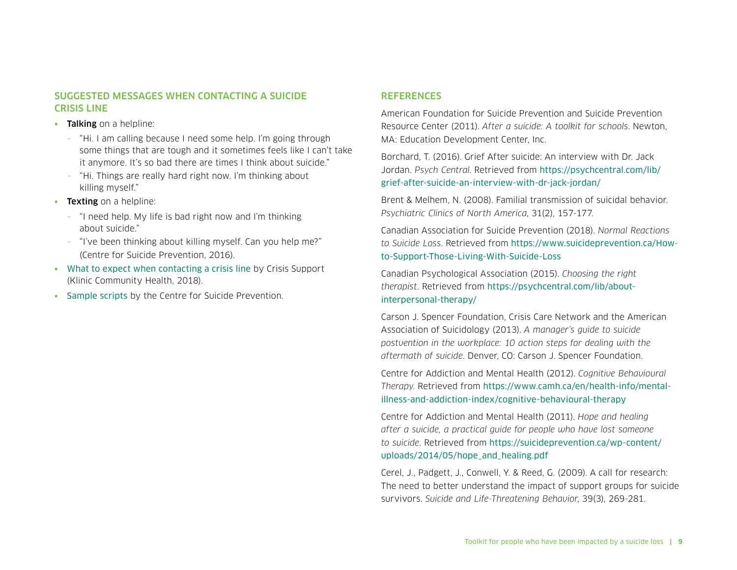## SUGGESTED MESSAGES WHEN CONTACTING A SUICIDE CRISIS LINE

- **Talking** on a helpline:
  - "Hi. I am calling because I need some help. I'm going through some things that are tough and it sometimes feels like I can't take it anymore. It's so bad there are times I think about suicide."
  - "Hi. Things are really hard right now. I'm thinking about killing myself."
- **Texting** on a helpline:
  - "I need help. My life is bad right now and I'm thinking about suicide."
  - "I've been thinking about killing myself. Can you help me?" (Centre for Suicide Prevention, 2016).
- What to expect when contacting a crisis line by Crisis Support (Klinic Community Health, 2018).
- Sample scripts by the Centre for Suicide Prevention.

## REFERENCES

American Foundation for Suicide Prevention and Suicide Prevention Resource Center (2011). *After a suicide: A toolkit for schools*. Newton, MA: Education Development Center, Inc.

Borchard, T. (2016). Grief After suicide: An interview with Dr. Jack Jordan. *Psych Central*. Retrieved from https://psychcentral.com/lib/grief-after-suicide-an-interview-with-dr-jack-jordan/

Brent & Melhem, N. (2008). Familial transmission of suicidal behavior. *Psychiatric Clinics of North America*, 31(2), 157-177.

Canadian Association for Suicide Prevention (2018). *Normal Reactions to Suicide Loss*. Retrieved from https://www.suicideprevention.ca/How-to-Support-Those-Living-With-Suicide-Loss

Canadian Psychological Association (2015). *Choosing the right therapist*. Retrieved from https://psychcentral.com/lib/about-interpersonal-therapy/

Carson J. Spencer Foundation, Crisis Care Network and the American Association of Suicidology (2013). *A manager's guide to suicide postvention in the workplace: 10 action steps for dealing with the aftermath of suicide*. Denver, CO: Carson J. Spencer Foundation.

Centre for Addiction and Mental Health (2012). *Cognitive Behavioural Therapy*. Retrieved from https://www.camh.ca/en/health-info/mental-illness-and-addiction-index/cognitive-behavioural-therapy

Centre for Addiction and Mental Health (2011). *Hope and healing after a suicide, a practical guide for people who have lost someone to suicide*. Retrieved from https://suicideprevention.ca/wp-content/uploads/2014/05/hope_and_healing.pdf

Cerel, J., Padgett, J., Conwell, Y. & Reed, G. (2009). A call for research: The need to better understand the impact of support groups for suicide survivors. *Suicide and Life-Threatening Behavior*, 39(3), 269-281.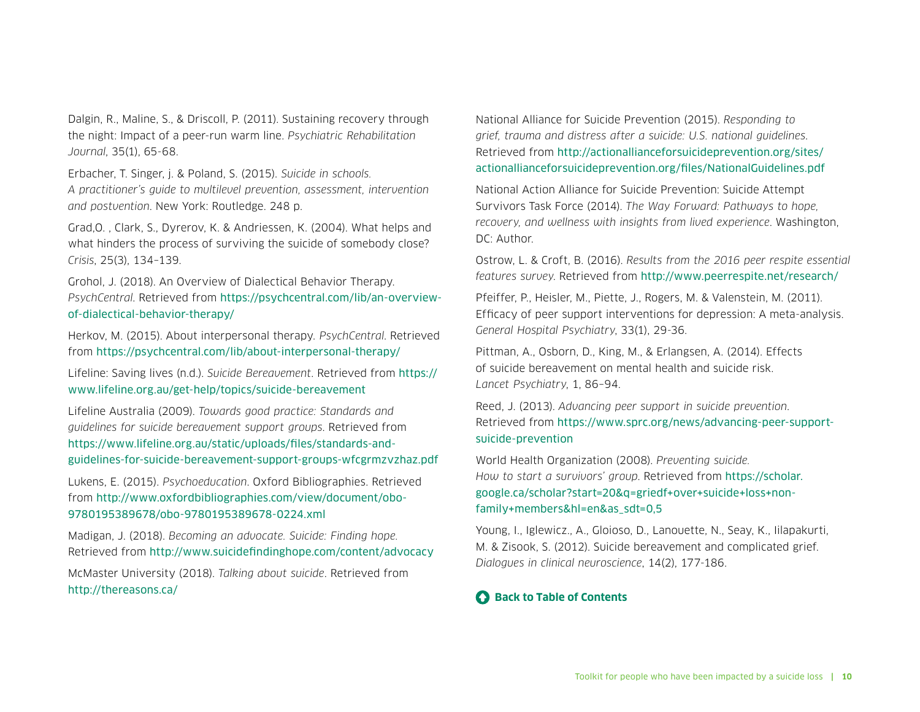Dalgin, R., Maline, S., & Driscoll, P. (2011). Sustaining recovery through the night: Impact of a peer-run warm line. *Psychiatric Rehabilitation Journal*, 35(1), 65-68.

Erbacher, T. Singer, j. & Poland, S. (2015). *Suicide in schools. A practitioner's guide to multilevel prevention, assessment, intervention and postvention*. New York: Routledge. 248 p.

Grad,O. , Clark, S., Dyrerov, K. & Andriessen, K. (2004). What helps and what hinders the process of surviving the suicide of somebody close? *Crisis*, 25(3), 134–139.

Grohol, J. (2018). An Overview of Dialectical Behavior Therapy. *PsychCentral*. Retrieved from https://psychcentral.com/lib/an-overview-of-dialectical-behavior-therapy/

Herkov, M. (2015). About interpersonal therapy. *PsychCentral*. Retrieved from https://psychcentral.com/lib/about-interpersonal-therapy/

Lifeline: Saving lives (n.d.). *Suicide Bereavement*. Retrieved from https://www.lifeline.org.au/get-help/topics/suicide-bereavement

Lifeline Australia (2009). *Towards good practice: Standards and guidelines for suicide bereavement support groups*. Retrieved from https://www.lifeline.org.au/static/uploads/files/standards-and-guidelines-for-suicide-bereavement-support-groups-wfcgrmzvzhaz.pdf

Lukens, E. (2015). *Psychoeducation*. Oxford Bibliographies. Retrieved from http://www.oxfordbibliographies.com/view/document/obo-9780195389678/obo-9780195389678-0224.xml

Madigan, J. (2018). *Becoming an advocate. Suicide: Finding hope*. Retrieved from http://www.suicidefindinghope.com/content/advocacy

McMaster University (2018). *Talking about suicide*. Retrieved from http://thereasons.ca/

National Alliance for Suicide Prevention (2015). *Responding to grief, trauma and distress after a suicide: U.S. national guidelines*. Retrieved from http://actionallianceforsuicideprevention.org/sites/actionallianceforsuicideprevention.org/files/NationalGuidelines.pdf

National Action Alliance for Suicide Prevention: Suicide Attempt Survivors Task Force (2014). *The Way Forward: Pathways to hope, recovery, and wellness with insights from lived experience*. Washington, DC: Author.

Ostrow, L. & Croft, B. (2016). *Results from the 2016 peer respite essential features survey*. Retrieved from http://www.peerrespite.net/research/

Pfeiffer, P., Heisler, M., Piette, J., Rogers, M. & Valenstein, M. (2011). Efficacy of peer support interventions for depression: A meta-analysis. *General Hospital Psychiatry*, 33(1), 29-36.

Pittman, A., Osborn, D., King, M., & Erlangsen, A. (2014). Effects of suicide bereavement on mental health and suicide risk. *Lancet Psychiatry*, 1, 86–94.

Reed, J. (2013). *Advancing peer support in suicide prevention*. Retrieved from https://www.sprc.org/news/advancing-peer-support-suicide-prevention

World Health Organization (2008). *Preventing suicide. How to start a survivors' group*. Retrieved from https://scholar.google.ca/scholar?start=20&q=griedf+over+suicide+loss+non-family+members&hl=en&as_sdt=0,5

Young, I., Iglewicz., A., Glioso, D., Lanouette, N., Seay, K., Iilapakurti, M. & Zisook, S. (2012). Suicide bereavement and complicated grief. *Dialogues in clinical neuroscience*, 14(2), 177-186.

**Back to Table of Contents**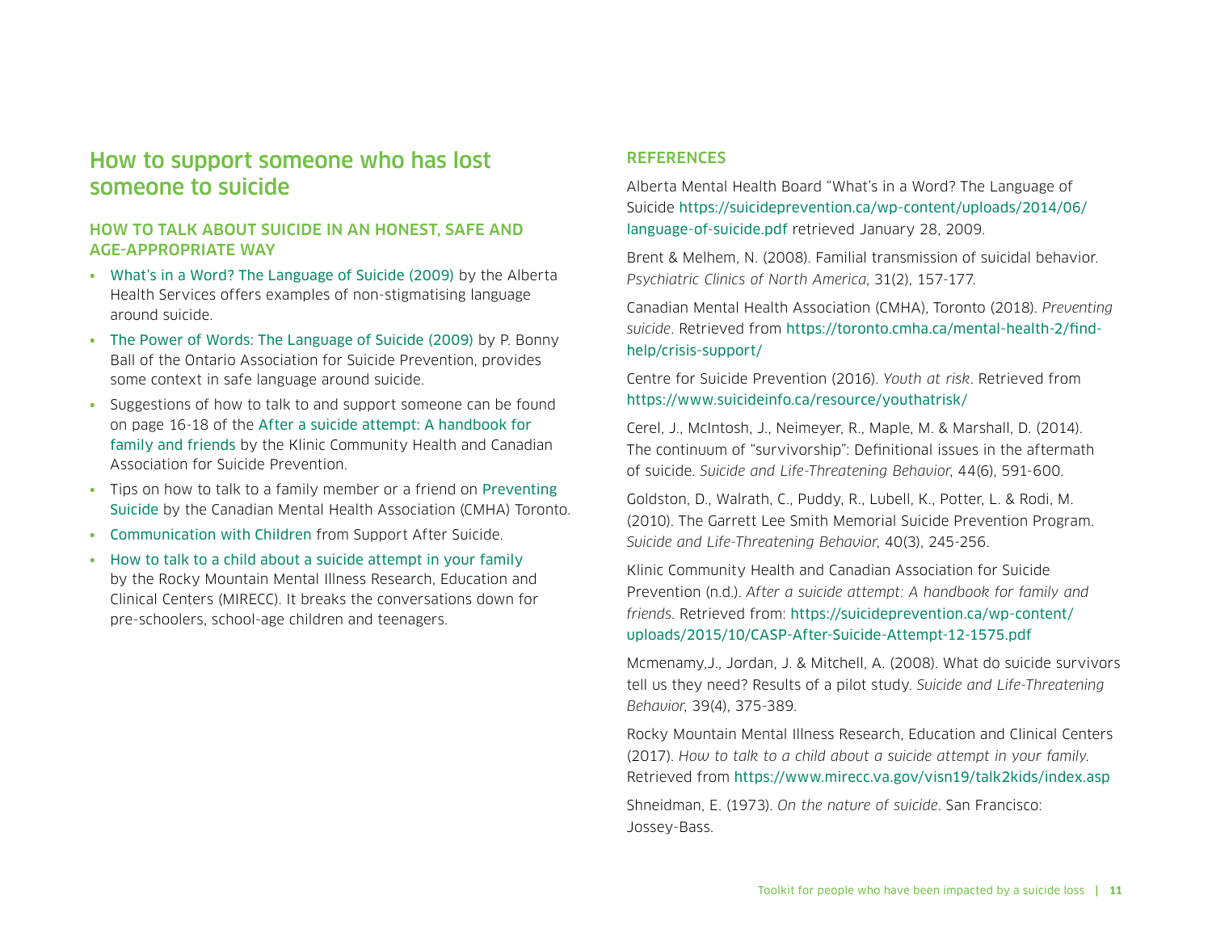## How to support someone who has lost someone to suicide

### HOW TO TALK ABOUT SUICIDE IN AN HONEST, SAFE AND AGE-APPROPRIATE WAY

- What's in a Word? The Language of Suicide (2009) by the Alberta Health Services offers examples of non-stigmatising language around suicide.
- The Power of Words: The Language of Suicide (2009) by P. Bonny Ball of the Ontario Association for Suicide Prevention, provides some context in safe language around suicide.
- Suggestions of how to talk to and support someone can be found on page 16-18 of the After a suicide attempt: A handbook for family and friends by the Klinic Community Health and Canadian Association for Suicide Prevention.
- Tips on how to talk to a family member or a friend on Preventing Suicide by the Canadian Mental Health Association (CMHA) Toronto.
- Communication with Children from Support After Suicide.
- How to talk to a child about a suicide attempt in your family by the Rocky Mountain Mental Illness Research, Education and Clinical Centers (MIRECC). It breaks the conversations down for pre-schoolers, school-age children and teenagers.

### REFERENCES

Alberta Mental Health Board "What's in a Word? The Language of Suicide https://suicideprevention.ca/wp-content/uploads/2014/06/language-of-suicide.pdf retrieved January 28, 2009.

Brent & Melhem, N. (2008). Familial transmission of suicidal behavior. *Psychiatric Clinics of North America*, 31(2), 157-177.

Canadian Mental Health Association (CMHA), Toronto (2018). *Preventing suicide*. Retrieved from https://toronto.cmha.ca/mental-health-2/find-help/crisis-support/

Centre for Suicide Prevention (2016). *Youth at risk*. Retrieved from https://www.suicideinfo.ca/resource/youthatrisk/

Cerel, J., McIntosh, J., Neimeyer, R., Maple, M. & Marshall, D. (2014). The continuum of "survivorship": Definitional issues in the aftermath of suicide. *Suicide and Life-Threatening Behavior*, 44(6), 591-600.

Goldston, D., Walrath, C., Puddy, R., Lubell, K., Potter, L. & Rodi, M. (2010). The Garrett Lee Smith Memorial Suicide Prevention Program. *Suicide and Life-Threatening Behavior*, 40(3), 245-256.

Klinic Community Health and Canadian Association for Suicide Prevention (n.d.). *After a suicide attempt: A handbook for family and friends*. Retrieved from: https://suicideprevention.ca/wp-content/uploads/2015/10/CASP-After-Suicide-Attempt-12-1575.pdf

Mcmenamy,J., Jordan, J. & Mitchell, A. (2008). What do suicide survivors tell us they need? Results of a pilot study. *Suicide and Life-Threatening Behavior*, 39(4), 375-389.

Rocky Mountain Mental Illness Research, Education and Clinical Centers (2017). *How to talk to a child about a suicide attempt in your family*. Retrieved from https://www.mirecc.va.gov/visn19/talk2kids/index.asp

Shneidman, E. (1973). *On the nature of suicide*. San Francisco: Jossey-Bass.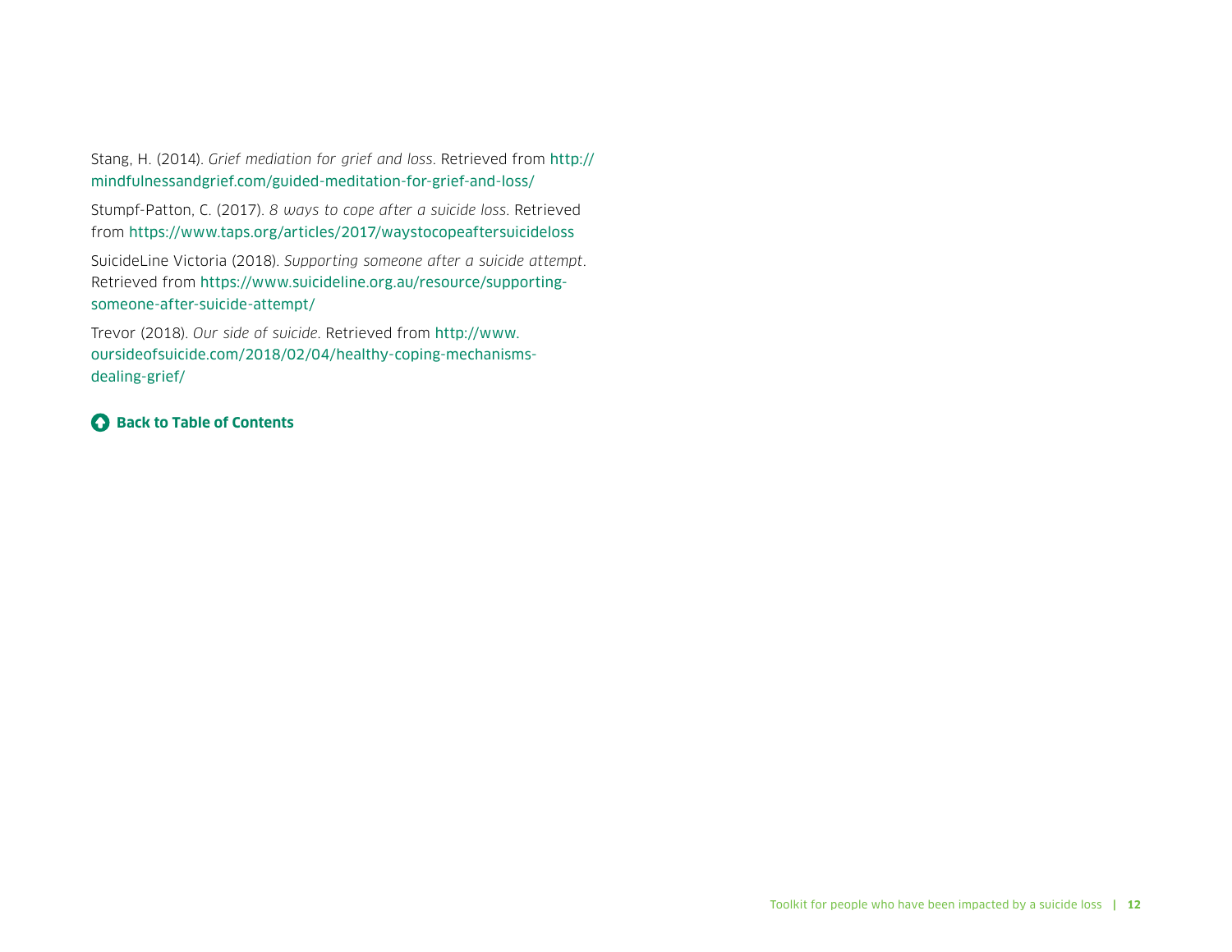Stang, H. (2014). *Grief mediation for grief and loss*. Retrieved from http://mindfulnessandgrief.com/guided-meditation-for-grief-and-loss/

Stumpf-Patton, C. (2017). *8 ways to cope after a suicide loss*. Retrieved from https://www.taps.org/articles/2017/waystocopeaftersuicideloss

SuicideLine Victoria (2018). *Supporting someone after a suicide attempt*. Retrieved from https://www.suicideline.org.au/resource/supporting-someone-after-suicide-attempt/

Trevor (2018). *Our side of suicide*. Retrieved from http://www.oursideofsuicide.com/2018/02/04/healthy-coping-mechanisms-dealing-grief/

**Back to Table of Contents**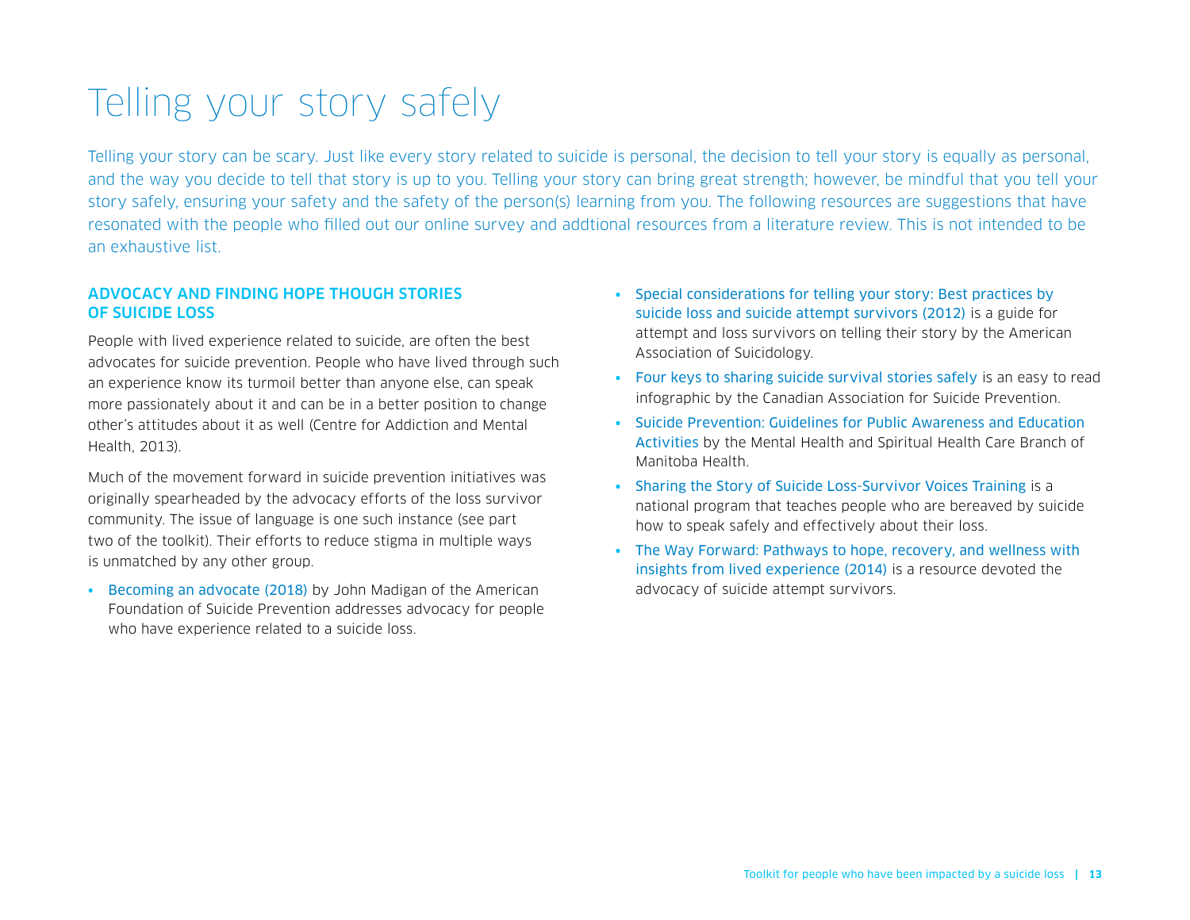# Telling your story safely

Telling your story can be scary. Just like every story related to suicide is personal, the decision to tell your story is equally as personal, and the way you decide to tell that story is up to you. Telling your story can bring great strength; however, be mindful that you tell your story safely, ensuring your safety and the safety of the person(s) learning from you. The following resources are suggestions that have resonated with the people who filled out our online survey and addtional resources from a literature review. This is not intended to be an exhaustive list.

## ADVOCACY AND FINDING HOPE THOUGH STORIES OF SUICIDE LOSS

People with lived experience related to suicide, are often the best advocates for suicide prevention. People who have lived through such an experience know its turmoil better than anyone else, can speak more passionately about it and can be in a better position to change other's attitudes about it as well (Centre for Addiction and Mental Health, 2013).

Much of the movement forward in suicide prevention initiatives was originally spearheaded by the advocacy efforts of the loss survivor community. The issue of language is one such instance (see part two of the toolkit). Their efforts to reduce stigma in multiple ways is unmatched by any other group.

- Becoming an advocate (2018) by John Madigan of the American Foundation of Suicide Prevention addresses advocacy for people who have experience related to a suicide loss.
- Special considerations for telling your story: Best practices by suicide loss and suicide attempt survivors (2012) is a guide for attempt and loss survivors on telling their story by the American Association of Suicidology.
- Four keys to sharing suicide survival stories safely is an easy to read infographic by the Canadian Association for Suicide Prevention.
- Suicide Prevention: Guidelines for Public Awareness and Education Activities by the Mental Health and Spiritual Health Care Branch of Manitoba Health.
- Sharing the Story of Suicide Loss-Survivor Voices Training is a national program that teaches people who are bereaved by suicide how to speak safely and effectively about their loss.
- The Way Forward: Pathways to hope, recovery, and wellness with insights from lived experience (2014) is a resource devoted the advocacy of suicide attempt survivors.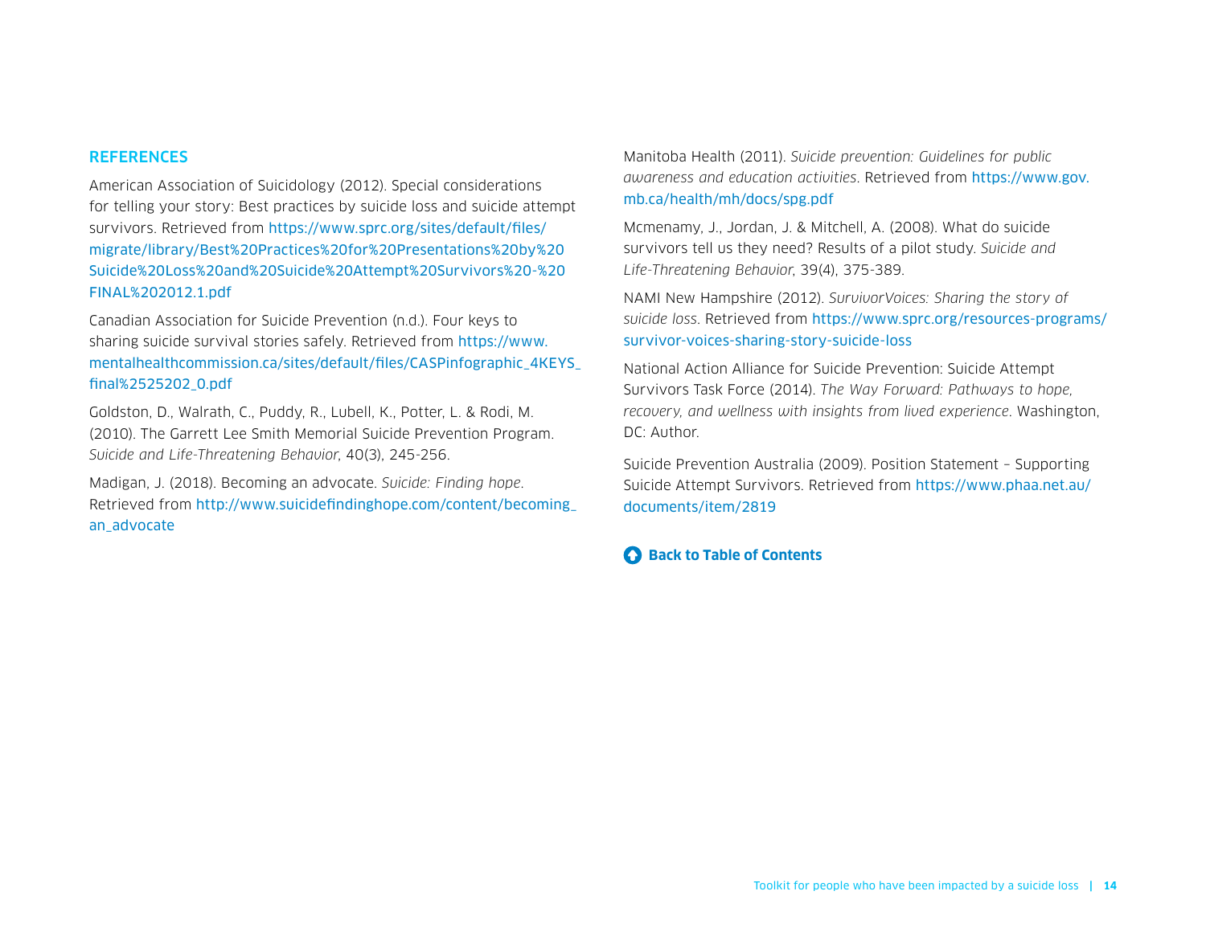## REFERENCES

American Association of Suicidology (2012). Special considerations for telling your story: Best practices by suicide loss and suicide attempt survivors. Retrieved from https://www.sprc.org/sites/default/files/migrate/library/Best%20Practices%20for%20Presentations%20by%20Suicide%20Loss%20and%20Suicide%20Attempt%20Survivors%20-%20FINAL%202012.1.pdf

Canadian Association for Suicide Prevention (n.d.). Four keys to sharing suicide survival stories safely. Retrieved from https://www.mentalhealthcommission.ca/sites/default/files/CASPinfographic_4KEYS_final%2525202_0.pdf

Goldston, D., Walrath, C., Puddy, R., Lubell, K., Potter, L. & Rodi, M. (2010). The Garrett Lee Smith Memorial Suicide Prevention Program. *Suicide and Life-Threatening Behavior*, 40(3), 245-256.

Madigan, J. (2018). Becoming an advocate. *Suicide: Finding hope*. Retrieved from http://www.suicidefindinghope.com/content/becoming_an_advocate

Manitoba Health (2011). *Suicide prevention: Guidelines for public awareness and education activities*. Retrieved from https://www.gov.mb.ca/health/mh/docs/spg.pdf

Mcmenamy, J., Jordan, J. & Mitchell, A. (2008). What do suicide survivors tell us they need? Results of a pilot study. *Suicide and Life-Threatening Behavior*, 39(4), 375-389.

NAMI New Hampshire (2012). *SurvivorVoices: Sharing the story of suicide loss*. Retrieved from https://www.sprc.org/resources-programs/survivor-voices-sharing-story-suicide-loss

National Action Alliance for Suicide Prevention: Suicide Attempt Survivors Task Force (2014). *The Way Forward: Pathways to hope, recovery, and wellness with insights from lived experience*. Washington, DC: Author.

Suicide Prevention Australia (2009). Position Statement – Supporting Suicide Attempt Survivors. Retrieved from https://www.phaa.net.au/documents/item/2819

**Back to Table of Contents**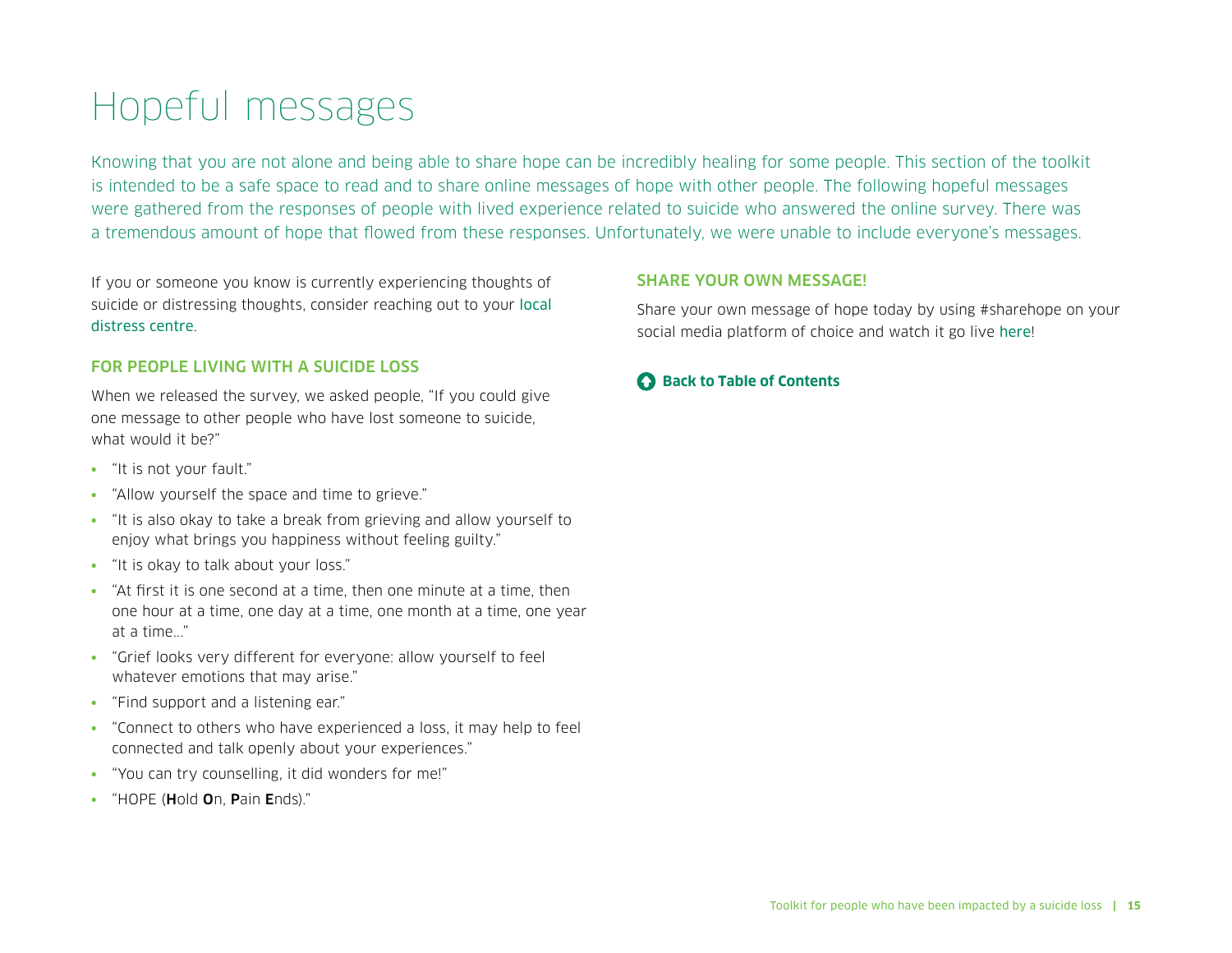# Hopeful messages

Knowing that you are not alone and being able to share hope can be incredibly healing for some people. This section of the toolkit is intended to be a safe space to read and to share online messages of hope with other people. The following hopeful messages were gathered from the responses of people with lived experience related to suicide who answered the online survey. There was a tremendous amount of hope that flowed from these responses. Unfortunately, we were unable to include everyone's messages.

If you or someone you know is currently experiencing thoughts of suicide or distressing thoughts, consider reaching out to your local distress centre.

## FOR PEOPLE LIVING WITH A SUICIDE LOSS

When we released the survey, we asked people, "If you could give one message to other people who have lost someone to suicide, what would it be?"

- "It is not your fault."
- "Allow yourself the space and time to grieve."
- "It is also okay to take a break from grieving and allow yourself to enjoy what brings you happiness without feeling guilty."
- "It is okay to talk about your loss."
- "At first it is one second at a time, then one minute at a time, then one hour at a time, one day at a time, one month at a time, one year at a time..."
- "Grief looks very different for everyone: allow yourself to feel whatever emotions that may arise."
- "Find support and a listening ear."
- "Connect to others who have experienced a loss, it may help to feel connected and talk openly about your experiences."
- "You can try counselling, it did wonders for me!"
- "HOPE (**H**old **O**n, **P**ain **E**nds)."

## SHARE YOUR OWN MESSAGE!

Share your own message of hope today by using #sharehope on your social media platform of choice and watch it go live here!

**Back to Table of Contents**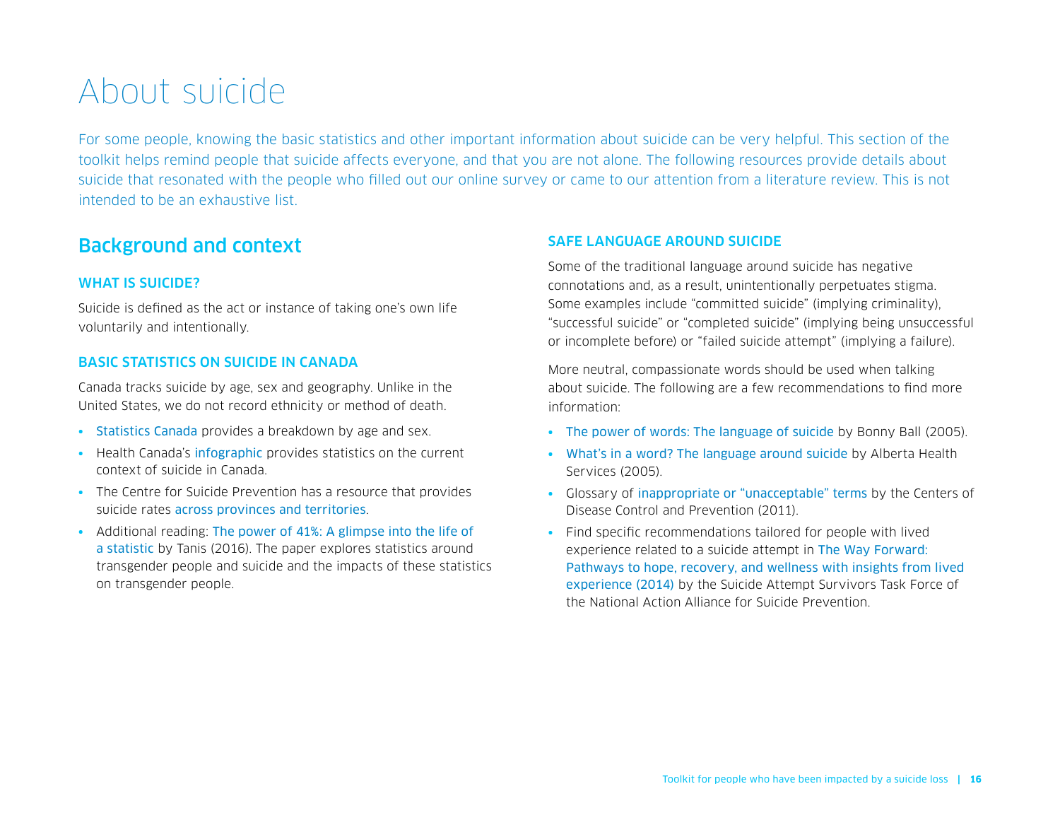# About suicide

For some people, knowing the basic statistics and other important information about suicide can be very helpful. This section of the toolkit helps remind people that suicide affects everyone, and that you are not alone. The following resources provide details about suicide that resonated with the people who filled out our online survey or came to our attention from a literature review. This is not intended to be an exhaustive list.

## Background and context

### WHAT IS SUICIDE?

Suicide is defined as the act or instance of taking one's own life voluntarily and intentionally.

### BASIC STATISTICS ON SUICIDE IN CANADA

Canada tracks suicide by age, sex and geography. Unlike in the United States, we do not record ethnicity or method of death.

- Statistics Canada provides a breakdown by age and sex.
- Health Canada's infographic provides statistics on the current context of suicide in Canada.
- The Centre for Suicide Prevention has a resource that provides suicide rates across provinces and territories.
- Additional reading: The power of 41%: A glimpse into the life of a statistic by Tanis (2016). The paper explores statistics around transgender people and suicide and the impacts of these statistics on transgender people.

### SAFE LANGUAGE AROUND SUICIDE

Some of the traditional language around suicide has negative connotations and, as a result, unintentionally perpetuates stigma. Some examples include "committed suicide" (implying criminality), "successful suicide" or "completed suicide" (implying being unsuccessful or incomplete before) or "failed suicide attempt" (implying a failure).

More neutral, compassionate words should be used when talking about suicide. The following are a few recommendations to find more information:

- The power of words: The language of suicide by Bonny Ball (2005).
- What's in a word? The language around suicide by Alberta Health Services (2005).
- Glossary of inappropriate or "unacceptable" terms by the Centers of Disease Control and Prevention (2011).
- Find specific recommendations tailored for people with lived experience related to a suicide attempt in The Way Forward: Pathways to hope, recovery, and wellness with insights from lived experience (2014) by the Suicide Attempt Survivors Task Force of the National Action Alliance for Suicide Prevention.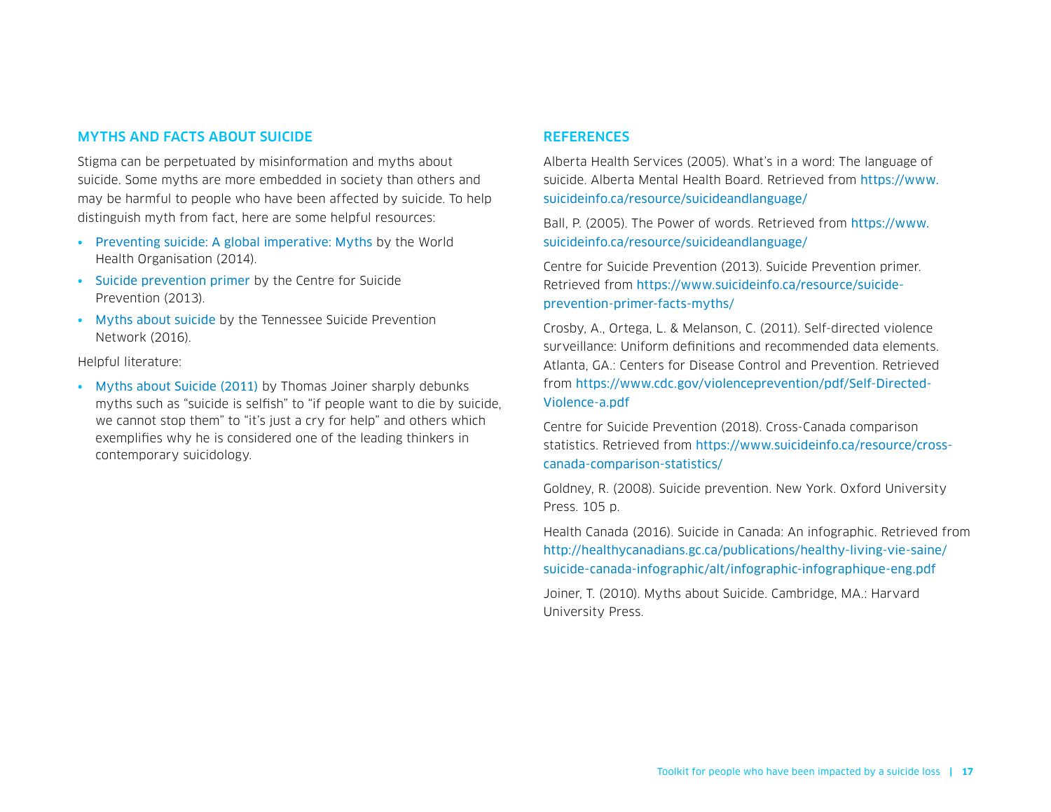## MYTHS AND FACTS ABOUT SUICIDE

Stigma can be perpetuated by misinformation and myths about suicide. Some myths are more embedded in society than others and may be harmful to people who have been affected by suicide. To help distinguish myth from fact, here are some helpful resources:

- Preventing suicide: A global imperative: Myths by the World Health Organisation (2014).
- Suicide prevention primer by the Centre for Suicide Prevention (2013).
- Myths about suicide by the Tennessee Suicide Prevention Network (2016).

Helpful literature:

- Myths about Suicide (2011) by Thomas Joiner sharply debunks myths such as "suicide is selfish" to "if people want to die by suicide, we cannot stop them" to "it's just a cry for help" and others which exemplifies why he is considered one of the leading thinkers in contemporary suicidology.

## REFERENCES

Alberta Health Services (2005). What's in a word: The language of suicide. Alberta Mental Health Board. Retrieved from https://www.suicideinfo.ca/resource/suicideandlanguage/

Ball, P. (2005). The Power of words. Retrieved from https://www.suicideinfo.ca/resource/suicideandlanguage/

Centre for Suicide Prevention (2013). Suicide Prevention primer. Retrieved from https://www.suicideinfo.ca/resource/suicide-prevention-primer-facts-myths/

Crosby, A., Ortega, L. & Melanson, C. (2011). Self-directed violence surveillance: Uniform definitions and recommended data elements. Atlanta, GA.: Centers for Disease Control and Prevention. Retrieved from https://www.cdc.gov/violenceprevention/pdf/Self-Directed-Violence-a.pdf

Centre for Suicide Prevention (2018). Cross-Canada comparison statistics. Retrieved from https://www.suicideinfo.ca/resource/cross-canada-comparison-statistics/

Goldney, R. (2008). Suicide prevention. New York. Oxford University Press. 105 p.

Health Canada (2016). Suicide in Canada: An infographic. Retrieved from http://healthycanadians.gc.ca/publications/healthy-living-vie-saine/suicide-canada-infographic/alt/infographic-infographique-eng.pdf

Joiner, T. (2010). Myths about Suicide. Cambridge, MA.: Harvard University Press.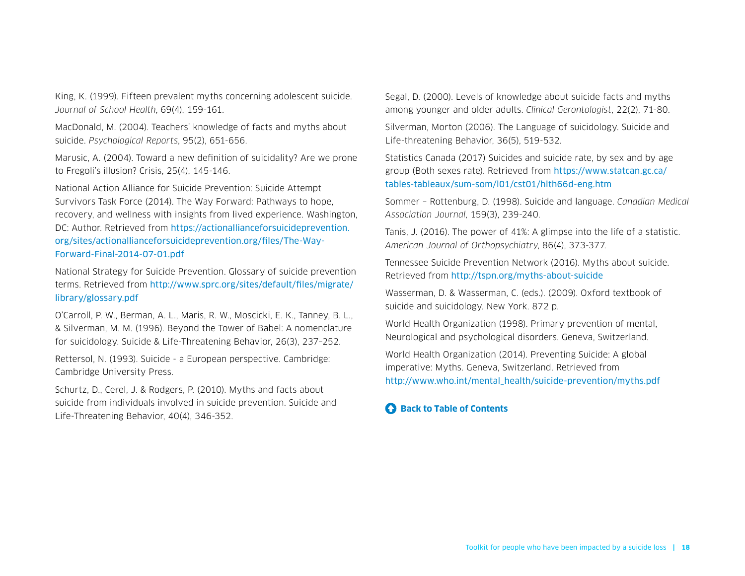King, K. (1999). Fifteen prevalent myths concerning adolescent suicide. *Journal of School Health*, 69(4), 159-161.

MacDonald, M. (2004). Teachers' knowledge of facts and myths about suicide. *Psychological Reports*, 95(2), 651-656.

Marusic, A. (2004). Toward a new definition of suicidality? Are we prone to Fregoli's illusion? Crisis, 25(4), 145-146.

National Action Alliance for Suicide Prevention: Suicide Attempt Survivors Task Force (2014). The Way Forward: Pathways to hope, recovery, and wellness with insights from lived experience. Washington, DC: Author. Retrieved from https://actionallianceforsuicideprevention.org/sites/actionallianceforsuicideprevention.org/files/The-Way-Forward-Final-2014-07-01.pdf

National Strategy for Suicide Prevention. Glossary of suicide prevention terms. Retrieved from http://www.sprc.org/sites/default/files/migrate/library/glossary.pdf

O'Carroll, P. W., Berman, A. L., Maris, R. W., Moscicki, E. K., Tanney, B. L., & Silverman, M. M. (1996). Beyond the Tower of Babel: A nomenclature for suicidology. Suicide & Life-Threatening Behavior, 26(3), 237–252.

Rettersol, N. (1993). Suicide - a European perspective. Cambridge: Cambridge University Press.

Schurtz, D., Cerel, J. & Rodgers, P. (2010). Myths and facts about suicide from individuals involved in suicide prevention. Suicide and Life-Threatening Behavior, 40(4), 346-352.

Segal, D. (2000). Levels of knowledge about suicide facts and myths among younger and older adults. *Clinical Gerontologist*, 22(2), 71-80.

Silverman, Morton (2006). The Language of suicidology. Suicide and Life-threatening Behavior, 36(5), 519-532.

Statistics Canada (2017) Suicides and suicide rate, by sex and by age group (Both sexes rate). Retrieved from https://www.statcan.gc.ca/tables-tableaux/sum-som/l01/cst01/hlth66d-eng.htm

Sommer – Rottenburg, D. (1998). Suicide and language. *Canadian Medical Association Journal*, 159(3), 239-240.

Tanis, J. (2016). The power of 41%: A glimpse into the life of a statistic. *American Journal of Orthopsychiatry*, 86(4), 373-377.

Tennessee Suicide Prevention Network (2016). Myths about suicide. Retrieved from http://tspn.org/myths-about-suicide

Wasserman, D. & Wasserman, C. (eds.). (2009). Oxford textbook of suicide and suicidology. New York. 872 p.

World Health Organization (1998). Primary prevention of mental, Neurological and psychological disorders. Geneva, Switzerland.

World Health Organization (2014). Preventing Suicide: A global imperative: Myths. Geneva, Switzerland. Retrieved from http://www.who.int/mental_health/suicide-prevention/myths.pdf

**Back to Table of Contents**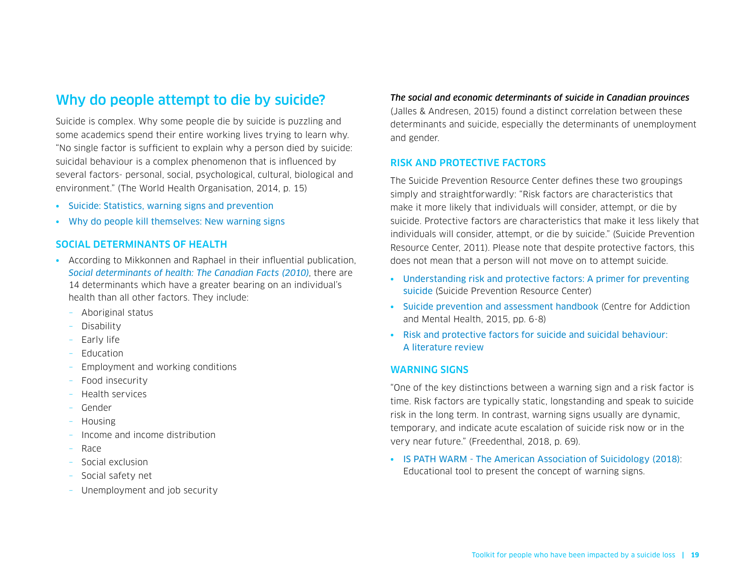## Why do people attempt to die by suicide?

Suicide is complex. Why some people die by suicide is puzzling and some academics spend their entire working lives trying to learn why. "No single factor is sufficient to explain why a person died by suicide: suicidal behaviour is a complex phenomenon that is influenced by several factors- personal, social, psychological, cultural, biological and environment." (The World Health Organisation, 2014, p. 15)

- Suicide: Statistics, warning signs and prevention
- Why do people kill themselves: New warning signs

### SOCIAL DETERMINANTS OF HEALTH

- According to Mikkonnen and Raphael in their influential publication, *Social determinants of health: The Canadian Facts (2010)*, there are 14 determinants which have a greater bearing on an individual's health than all other factors. They include:
  - Aboriginal status
  - Disability
  - Early life
  - Education
  - Employment and working conditions
  - Food insecurity
  - Health services
  - Gender
  - Housing
  - Income and income distribution
  - Race
  - Social exclusion
  - Social safety net
  - Unemployment and job security

***The social and economic determinants of suicide in Canadian provinces*** (Jalles & Andresen, 2015) found a distinct correlation between these determinants and suicide, especially the determinants of unemployment and gender.

### RISK AND PROTECTIVE FACTORS

The Suicide Prevention Resource Center defines these two groupings simply and straightforwardly: "Risk factors are characteristics that make it more likely that individuals will consider, attempt, or die by suicide. Protective factors are characteristics that make it less likely that individuals will consider, attempt, or die by suicide." (Suicide Prevention Resource Center, 2011). Please note that despite protective factors, this does not mean that a person will not move on to attempt suicide.

- Understanding risk and protective factors: A primer for preventing suicide (Suicide Prevention Resource Center)
- Suicide prevention and assessment handbook (Centre for Addiction and Mental Health, 2015, pp. 6-8)
- Risk and protective factors for suicide and suicidal behaviour: A literature review

### WARNING SIGNS

"One of the key distinctions between a warning sign and a risk factor is time. Risk factors are typically static, longstanding and speak to suicide risk in the long term. In contrast, warning signs usually are dynamic, temporary, and indicate acute escalation of suicide risk now or in the very near future." (Freedenthal, 2018, p. 69).

- IS PATH WARM - The American Association of Suicidology (2018): Educational tool to present the concept of warning signs.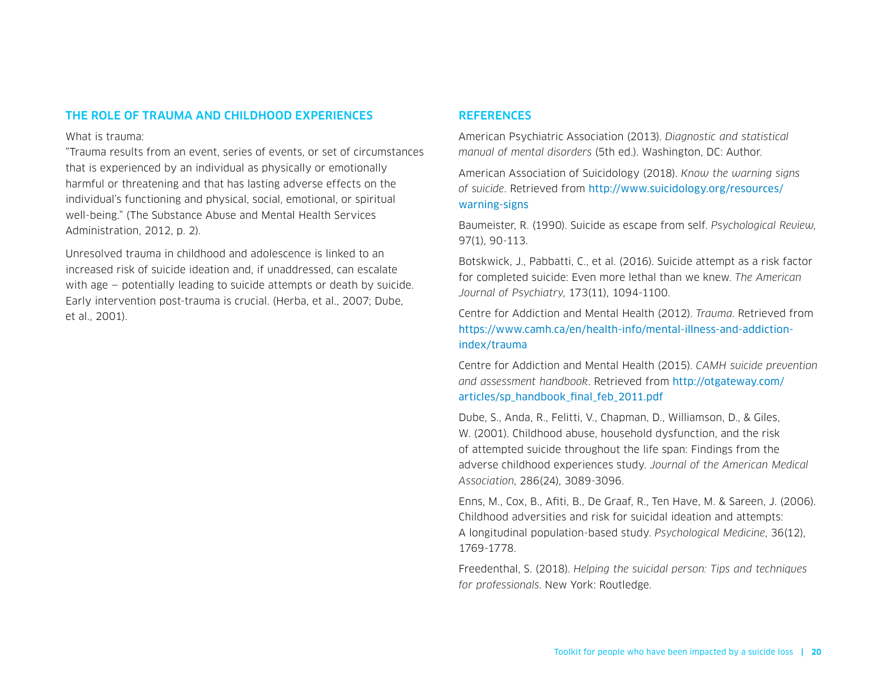## THE ROLE OF TRAUMA AND CHILDHOOD EXPERIENCES

What is trauma:

"Trauma results from an event, series of events, or set of circumstances that is experienced by an individual as physically or emotionally harmful or threatening and that has lasting adverse effects on the individual's functioning and physical, social, emotional, or spiritual well-being." (The Substance Abuse and Mental Health Services Administration, 2012, p. 2).

Unresolved trauma in childhood and adolescence is linked to an increased risk of suicide ideation and, if unaddressed, can escalate with age – potentially leading to suicide attempts or death by suicide. Early intervention post-trauma is crucial. (Herba, et al., 2007; Dube, et al., 2001).

## REFERENCES

American Psychiatric Association (2013). *Diagnostic and statistical manual of mental disorders* (5th ed.). Washington, DC: Author.

American Association of Suicidology (2018). *Know the warning signs of suicide*. Retrieved from http://www.suicidology.org/resources/warning-signs

Baumeister, R. (1990). Suicide as escape from self. *Psychological Review*, 97(1), 90-113.

Botskwick, J., Pabbatti, C., et al. (2016). Suicide attempt as a risk factor for completed suicide: Even more lethal than we knew. *The American Journal of Psychiatry*, 173(11), 1094-1100.

Centre for Addiction and Mental Health (2012). *Trauma*. Retrieved from https://www.camh.ca/en/health-info/mental-illness-and-addiction-index/trauma

Centre for Addiction and Mental Health (2015). *CAMH suicide prevention and assessment handbook*. Retrieved from http://otgateway.com/articles/sp_handbook_final_feb_2011.pdf

Dube, S., Anda, R., Felitti, V., Chapman, D., Williamson, D., & Giles, W. (2001). Childhood abuse, household dysfunction, and the risk of attempted suicide throughout the life span: Findings from the adverse childhood experiences study. *Journal of the American Medical Association*, 286(24), 3089-3096.

Enns, M., Cox, B., Afiti, B., De Graaf, R., Ten Have, M. & Sareen, J. (2006). Childhood adversities and risk for suicidal ideation and attempts: A longitudinal population-based study. *Psychological Medicine*, 36(12), 1769-1778.

Freedenthal, S. (2018). *Helping the suicidal person: Tips and techniques for professionals*. New York: Routledge.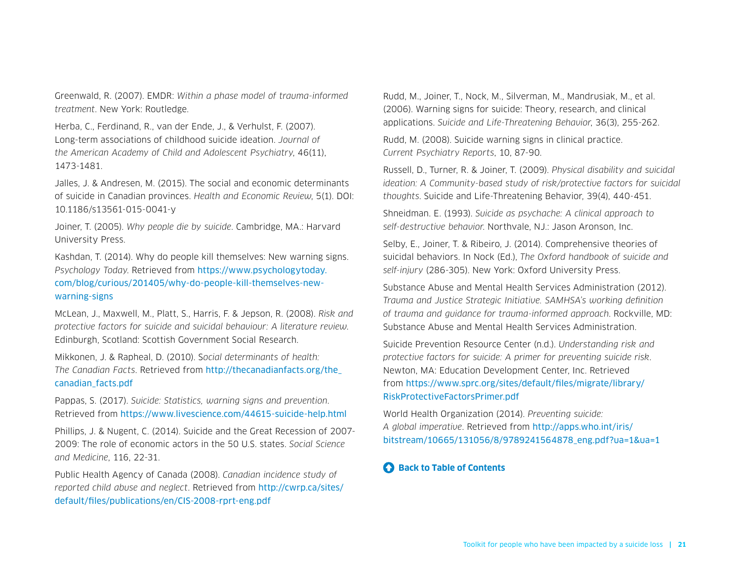Greenwald, R. (2007). EMDR: *Within a phase model of trauma-informed treatment*. New York: Routledge.

Herba, C., Ferdinand, R., van der Ende, J., & Verhulst, F. (2007). Long-term associations of childhood suicide ideation. *Journal of the American Academy of Child and Adolescent Psychiatry*, 46(11), 1473-1481.

Jalles, J. & Andresen, M. (2015). The social and economic determinants of suicide in Canadian provinces. *Health and Economic Review*, 5(1). DOI: 10.1186/s13561-015-0041-y

Joiner, T. (2005). *Why people die by suicide*. Cambridge, MA.: Harvard University Press.

Kashdan, T. (2014). Why do people kill themselves: New warning signs. *Psychology Today*. Retrieved from https://www.psychologytoday.com/blog/curious/201405/why-do-people-kill-themselves-new-warning-signs

McLean, J., Maxwell, M., Platt, S., Harris, F. & Jepson, R. (2008). *Risk and protective factors for suicide and suicidal behaviour: A literature review*. Edinburgh, Scotland: Scottish Government Social Research.

Mikkonen, J. & Rapheal, D. (2010). S*ocial determinants of health: The Canadian Facts*. Retrieved from http://thecanadianfacts.org/the_canadian_facts.pdf

Pappas, S. (2017). *Suicide: Statistics, warning signs and prevention*. Retrieved from https://www.livescience.com/44615-suicide-help.html

Phillips, J. & Nugent, C. (2014). Suicide and the Great Recession of 2007-2009: The role of economic actors in the 50 U.S. states. *Social Science and Medicine*, 116, 22-31.

Public Health Agency of Canada (2008). *Canadian incidence study of reported child abuse and neglect*. Retrieved from http://cwrp.ca/sites/default/files/publications/en/CIS-2008-rprt-eng.pdf

Rudd, M., Joiner, T., Nock, M., Silverman, M., Mandrusiak, M., et al. (2006). Warning signs for suicide: Theory, research, and clinical applications. *Suicide and Life-Threatening Behavior*, 36(3), 255-262.

Rudd, M. (2008). Suicide warning signs in clinical practice. *Current Psychiatry Reports*, 10, 87-90.

Russell, D., Turner, R. & Joiner, T. (2009). *Physical disability and suicidal ideation: A Community-based study of risk/protective factors for suicidal thoughts*. Suicide and Life-Threatening Behavior, 39(4), 440-451.

Shneidman. E. (1993). *Suicide as psychache: A clinical approach to self-destructive behavior*. Northvale, NJ.: Jason Aronson, Inc.

Selby, E., Joiner, T. & Ribeiro, J. (2014). Comprehensive theories of suicidal behaviors. In Nock (Ed.), *The Oxford handbook of suicide and self-injury* (286-305). New York: Oxford University Press.

Substance Abuse and Mental Health Services Administration (2012). *Trauma and Justice Strategic Initiative. SAMHSA's working definition of trauma and guidance for trauma-informed approach*. Rockville, MD: Substance Abuse and Mental Health Services Administration.

Suicide Prevention Resource Center (n.d.). *Understanding risk and protective factors for suicide: A primer for preventing suicide risk*. Newton, MA: Education Development Center, Inc. Retrieved from https://www.sprc.org/sites/default/files/migrate/library/RiskProtectiveFactorsPrimer.pdf

World Health Organization (2014). *Preventing suicide: A global imperative*. Retrieved from http://apps.who.int/iris/bitstream/10665/131056/8/9789241564878_eng.pdf?ua=1&ua=1

**Back to Table of Contents**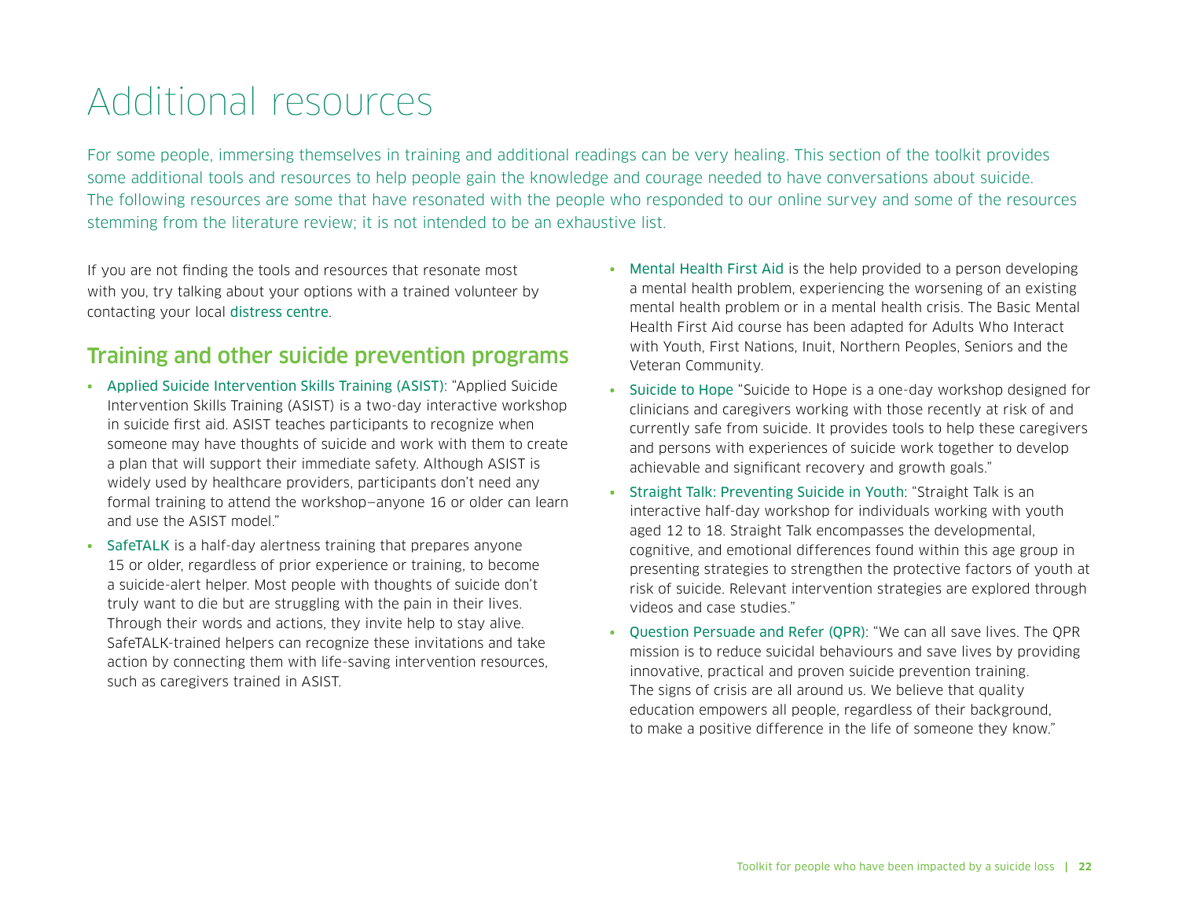# Additional resources

For some people, immersing themselves in training and additional readings can be very healing. This section of the toolkit provides some additional tools and resources to help people gain the knowledge and courage needed to have conversations about suicide. The following resources are some that have resonated with the people who responded to our online survey and some of the resources stemming from the literature review; it is not intended to be an exhaustive list.

If you are not finding the tools and resources that resonate most with you, try talking about your options with a trained volunteer by contacting your local distress centre.

## Training and other suicide prevention programs

- Applied Suicide Intervention Skills Training (ASIST): "Applied Suicide Intervention Skills Training (ASIST) is a two-day interactive workshop in suicide first aid. ASIST teaches participants to recognize when someone may have thoughts of suicide and work with them to create a plan that will support their immediate safety. Although ASIST is widely used by healthcare providers, participants don't need any formal training to attend the workshop—anyone 16 or older can learn and use the ASIST model."
- SafeTALK is a half-day alertness training that prepares anyone 15 or older, regardless of prior experience or training, to become a suicide-alert helper. Most people with thoughts of suicide don't truly want to die but are struggling with the pain in their lives. Through their words and actions, they invite help to stay alive. SafeTALK-trained helpers can recognize these invitations and take action by connecting them with life-saving intervention resources, such as caregivers trained in ASIST.
- Mental Health First Aid is the help provided to a person developing a mental health problem, experiencing the worsening of an existing mental health problem or in a mental health crisis. The Basic Mental Health First Aid course has been adapted for Adults Who Interact with Youth, First Nations, Inuit, Northern Peoples, Seniors and the Veteran Community.
- Suicide to Hope "Suicide to Hope is a one-day workshop designed for clinicians and caregivers working with those recently at risk of and currently safe from suicide. It provides tools to help these caregivers and persons with experiences of suicide work together to develop achievable and significant recovery and growth goals."
- Straight Talk: Preventing Suicide in Youth: "Straight Talk is an interactive half-day workshop for individuals working with youth aged 12 to 18. Straight Talk encompasses the developmental, cognitive, and emotional differences found within this age group in presenting strategies to strengthen the protective factors of youth at risk of suicide. Relevant intervention strategies are explored through videos and case studies."
- Question Persuade and Refer (QPR): "We can all save lives. The QPR mission is to reduce suicidal behaviours and save lives by providing innovative, practical and proven suicide prevention training. The signs of crisis are all around us. We believe that quality education empowers all people, regardless of their background, to make a positive difference in the life of someone they know."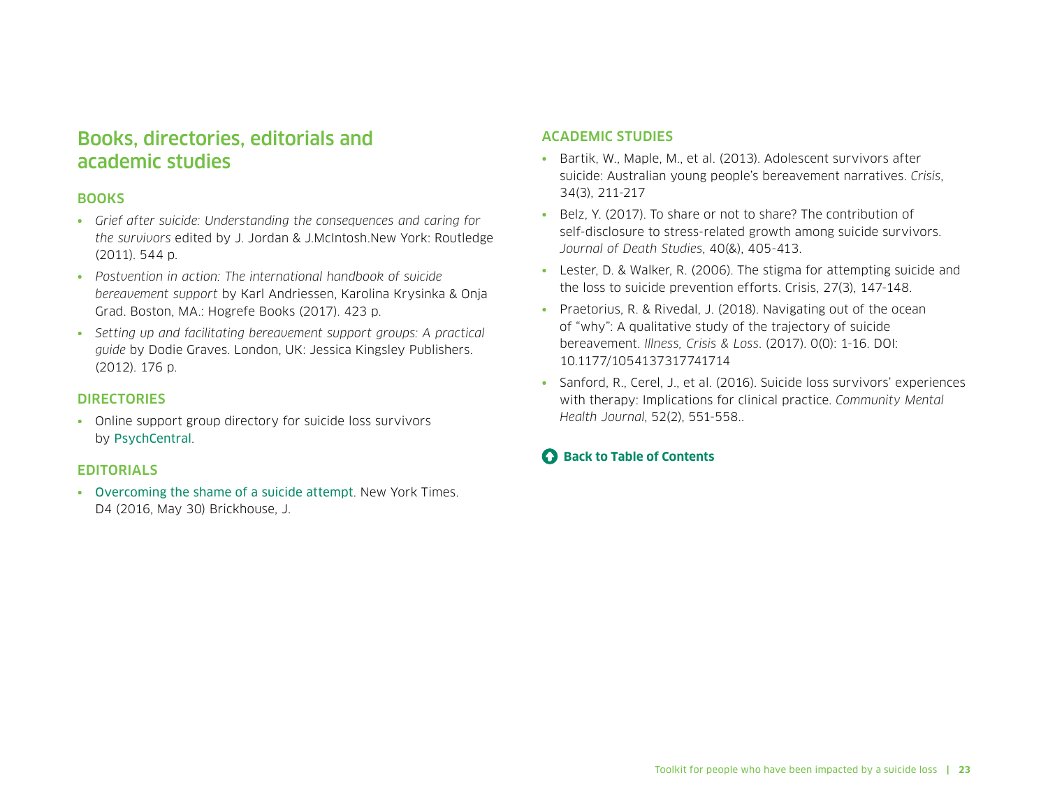## Books, directories, editorials and academic studies

### BOOKS

- *Grief after suicide: Understanding the consequences and caring for the survivors* edited by J. Jordan & J.McIntosh.New York: Routledge (2011). 544 p.
- *Postvention in action: The international handbook of suicide bereavement support* by Karl Andriessen, Karolina Krysinka & Onja Grad. Boston, MA.: Hogrefe Books (2017). 423 p.
- *Setting up and facilitating bereavement support groups: A practical guide* by Dodie Graves. London, UK: Jessica Kingsley Publishers. (2012). 176 p.

### DIRECTORIES

- Online support group directory for suicide loss survivors by PsychCentral.

### EDITORIALS

- Overcoming the shame of a suicide attempt. New York Times. D4 (2016, May 30) Brickhouse, J.

### ACADEMIC STUDIES

- Bartik, W., Maple, M., et al. (2013). Adolescent survivors after suicide: Australian young people's bereavement narratives. *Crisis*, 34(3), 211-217
- Belz, Y. (2017). To share or not to share? The contribution of self-disclosure to stress-related growth among suicide survivors. *Journal of Death Studies*, 40(&), 405-413.
- Lester, D. & Walker, R. (2006). The stigma for attempting suicide and the loss to suicide prevention efforts. Crisis, 27(3), 147-148.
- Praetorius, R. & Rivedal, J. (2018). Navigating out of the ocean of "why": A qualitative study of the trajectory of suicide bereavement. *Illness, Crisis & Loss*. (2017). 0(0): 1-16. DOI: 10.1177/1054137317741714
- Sanford, R., Cerel, J., et al. (2016). Suicide loss survivors' experiences with therapy: Implications for clinical practice. *Community Mental Health Journal*, 52(2), 551-558..

**Back to Table of Contents**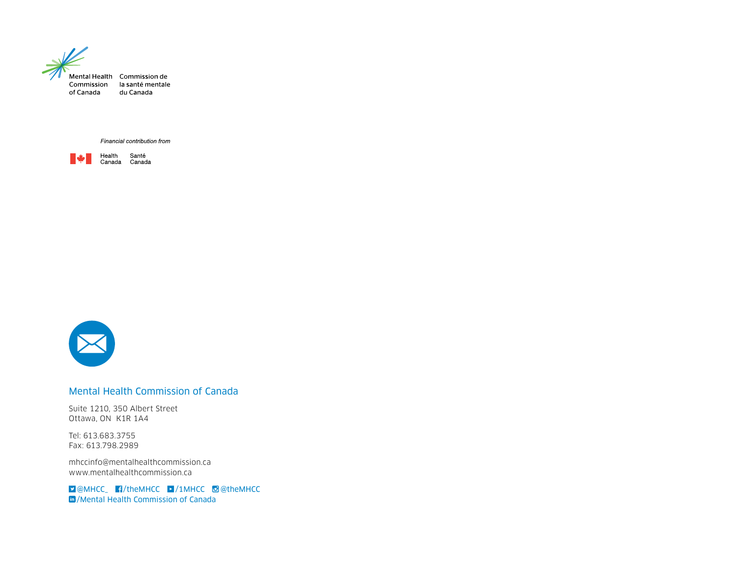Mental Health Commission of Canada
Commission de la santé mentale du Canada

*Financial contribution from*

Health Canada
Santé Canada

## Mental Health Commission of Canada

Suite 1210, 350 Albert Street
Ottawa, ON K1R 1A4

Tel: 613.683.3755
Fax: 613.798.2989

mhccinfo@mentalhealthcommission.ca
www.mentalhealthcommission.ca

@MHCC_ /theMHCC /1MHCC @theMHCC
/Mental Health Commission of Canada